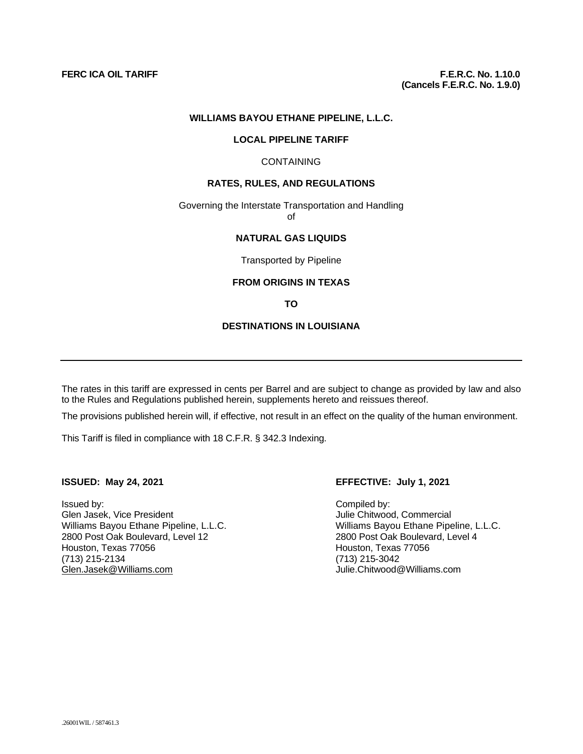**FERC ICA OIL TARIFF**

**F.E.R.C. No. 1.10.0**
**(Cancels F.E.R.C. No. 1.9.0)**

**WILLIAMS BAYOU ETHANE PIPELINE, L.L.C.**

**LOCAL PIPELINE TARIFF**

CONTAINING

**RATES, RULES, AND REGULATIONS**

Governing the Interstate Transportation and Handling
of

**NATURAL GAS LIQUIDS**

Transported by Pipeline

**FROM ORIGINS IN TEXAS**

**TO**

**DESTINATIONS IN LOUISIANA**

---

The rates in this tariff are expressed in cents per Barrel and are subject to change as provided by law and also to the Rules and Regulations published herein, supplements hereto and reissues thereof.

The provisions published herein will, if effective, not result in an effect on the quality of the human environment.

This Tariff is filed in compliance with 18 C.F.R. § 342.3 Indexing.

**ISSUED: May 24, 2021**

Issued by:
Glen Jasek, Vice President
Williams Bayou Ethane Pipeline, L.L.C.
2800 Post Oak Boulevard, Level 12
Houston, Texas 77056
(713) 215-2134
Glen.Jasek@Williams.com

**EFFECTIVE: July 1, 2021**

Compiled by:
Julie Chitwood, Commercial
Williams Bayou Ethane Pipeline, L.L.C.
2800 Post Oak Boulevard, Level 4
Houston, Texas 77056
(713) 215-3042
Julie.Chitwood@Williams.com

.26001WIL / 587461.3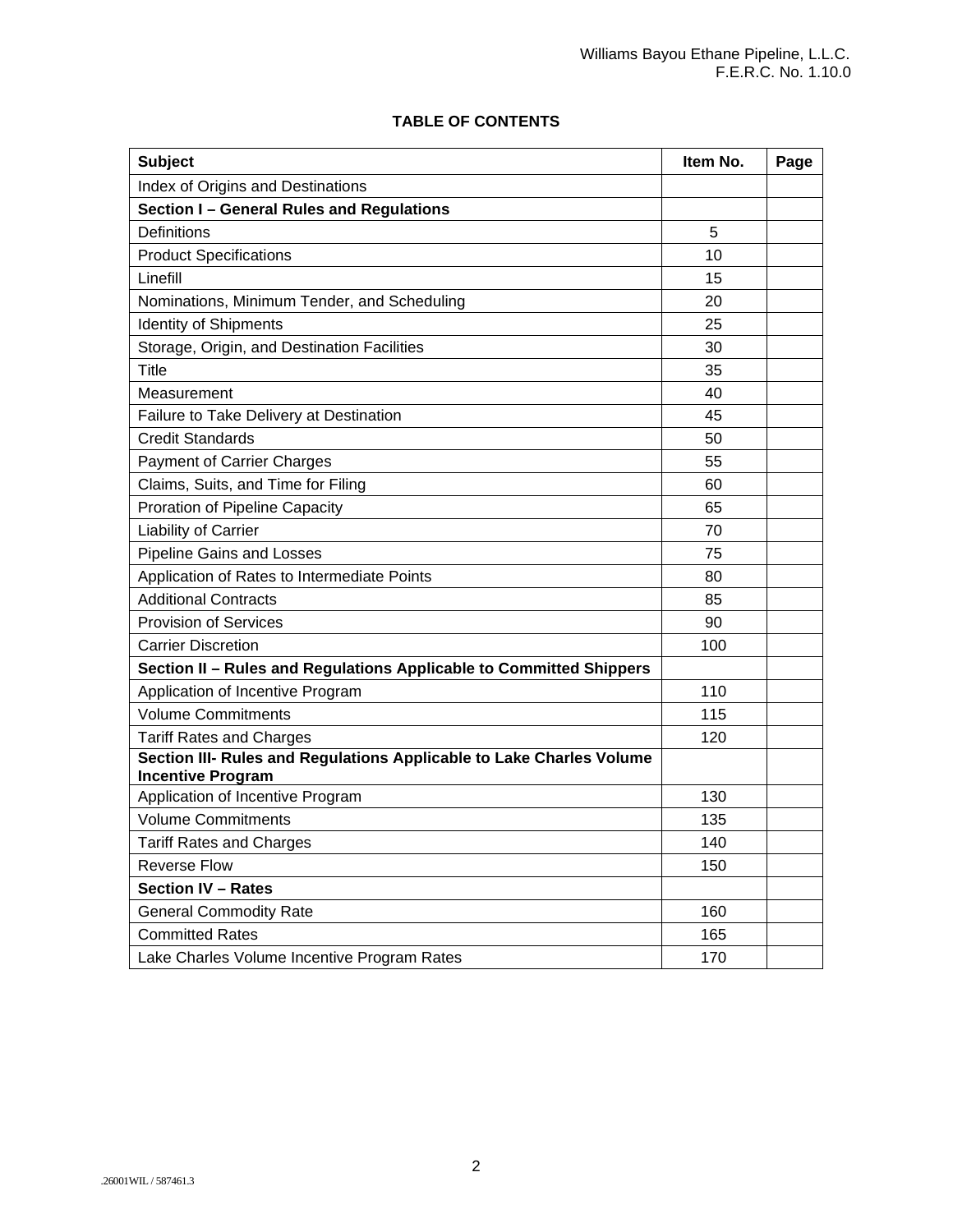# TABLE OF CONTENTS

| Subject | Item No. | Page |
|---|---|---|
| Index of Origins and Destinations | | |
| **Section I – General Rules and Regulations** | | |
| Definitions | 5 | |
| Product Specifications | 10 | |
| Linefill | 15 | |
| Nominations, Minimum Tender, and Scheduling | 20 | |
| Identity of Shipments | 25 | |
| Storage, Origin, and Destination Facilities | 30 | |
| Title | 35 | |
| Measurement | 40 | |
| Failure to Take Delivery at Destination | 45 | |
| Credit Standards | 50 | |
| Payment of Carrier Charges | 55 | |
| Claims, Suits, and Time for Filing | 60 | |
| Proration of Pipeline Capacity | 65 | |
| Liability of Carrier | 70 | |
| Pipeline Gains and Losses | 75 | |
| Application of Rates to Intermediate Points | 80 | |
| Additional Contracts | 85 | |
| Provision of Services | 90 | |
| Carrier Discretion | 100 | |
| **Section II – Rules and Regulations Applicable to Committed Shippers** | | |
| Application of Incentive Program | 110 | |
| Volume Commitments | 115 | |
| Tariff Rates and Charges | 120 | |
| **Section III- Rules and Regulations Applicable to Lake Charles Volume Incentive Program** | | |
| Application of Incentive Program | 130 | |
| Volume Commitments | 135 | |
| Tariff Rates and Charges | 140 | |
| Reverse Flow | 150 | |
| **Section IV – Rates** | | |
| General Commodity Rate | 160 | |
| Committed Rates | 165 | |
| Lake Charles Volume Incentive Program Rates | 170 | |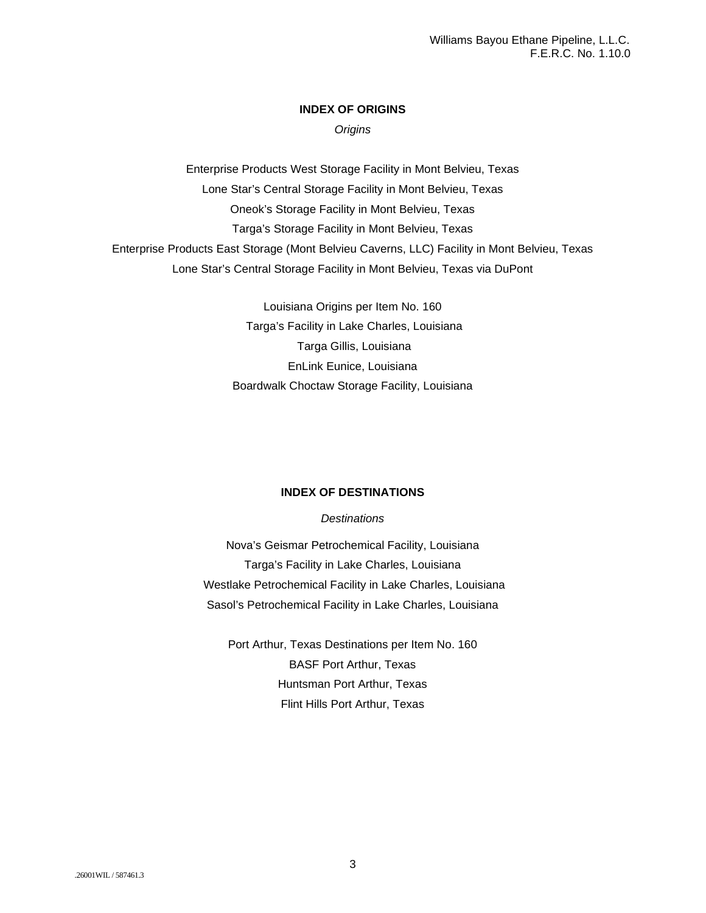## INDEX OF ORIGINS

*Origins*

Enterprise Products West Storage Facility in Mont Belvieu, Texas
Lone Star's Central Storage Facility in Mont Belvieu, Texas
Oneok's Storage Facility in Mont Belvieu, Texas
Targa's Storage Facility in Mont Belvieu, Texas
Enterprise Products East Storage (Mont Belvieu Caverns, LLC) Facility in Mont Belvieu, Texas
Lone Star's Central Storage Facility in Mont Belvieu, Texas via DuPont

Louisiana Origins per Item No. 160
Targa's Facility in Lake Charles, Louisiana
Targa Gillis, Louisiana
EnLink Eunice, Louisiana
Boardwalk Choctaw Storage Facility, Louisiana

## INDEX OF DESTINATIONS

*Destinations*

Nova's Geismar Petrochemical Facility, Louisiana
Targa's Facility in Lake Charles, Louisiana
Westlake Petrochemical Facility in Lake Charles, Louisiana
Sasol's Petrochemical Facility in Lake Charles, Louisiana

Port Arthur, Texas Destinations per Item No. 160
BASF Port Arthur, Texas
Huntsman Port Arthur, Texas
Flint Hills Port Arthur, Texas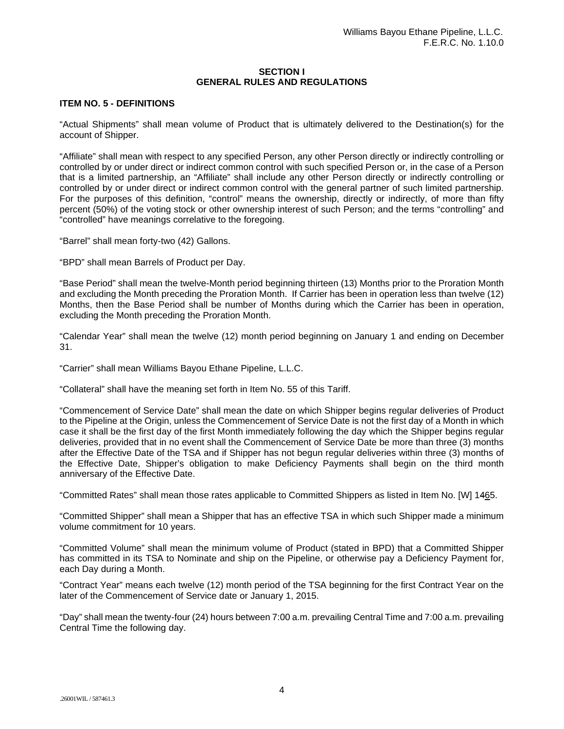**SECTION I**
**GENERAL RULES AND REGULATIONS**

## ITEM NO. 5 - DEFINITIONS

"Actual Shipments" shall mean volume of Product that is ultimately delivered to the Destination(s) for the account of Shipper.

"Affiliate" shall mean with respect to any specified Person, any other Person directly or indirectly controlling or controlled by or under direct or indirect common control with such specified Person or, in the case of a Person that is a limited partnership, an "Affiliate" shall include any other Person directly or indirectly controlling or controlled by or under direct or indirect common control with the general partner of such limited partnership. For the purposes of this definition, "control" means the ownership, directly or indirectly, of more than fifty percent (50%) of the voting stock or other ownership interest of such Person; and the terms "controlling" and "controlled" have meanings correlative to the foregoing.

"Barrel" shall mean forty-two (42) Gallons.

"BPD" shall mean Barrels of Product per Day.

"Base Period" shall mean the twelve-Month period beginning thirteen (13) Months prior to the Proration Month and excluding the Month preceding the Proration Month. If Carrier has been in operation less than twelve (12) Months, then the Base Period shall be number of Months during which the Carrier has been in operation, excluding the Month preceding the Proration Month.

"Calendar Year" shall mean the twelve (12) month period beginning on January 1 and ending on December 31.

"Carrier" shall mean Williams Bayou Ethane Pipeline, L.L.C.

"Collateral" shall have the meaning set forth in Item No. 55 of this Tariff.

"Commencement of Service Date" shall mean the date on which Shipper begins regular deliveries of Product to the Pipeline at the Origin, unless the Commencement of Service Date is not the first day of a Month in which case it shall be the first day of the first Month immediately following the day which the Shipper begins regular deliveries, provided that in no event shall the Commencement of Service Date be more than three (3) months after the Effective Date of the TSA and if Shipper has not begun regular deliveries within three (3) months of the Effective Date, Shipper's obligation to make Deficiency Payments shall begin on the third month anniversary of the Effective Date.

"Committed Rates" shall mean those rates applicable to Committed Shippers as listed in Item No. [W] 1465.

"Committed Shipper" shall mean a Shipper that has an effective TSA in which such Shipper made a minimum volume commitment for 10 years.

"Committed Volume" shall mean the minimum volume of Product (stated in BPD) that a Committed Shipper has committed in its TSA to Nominate and ship on the Pipeline, or otherwise pay a Deficiency Payment for, each Day during a Month.

"Contract Year" means each twelve (12) month period of the TSA beginning for the first Contract Year on the later of the Commencement of Service date or January 1, 2015.

"Day" shall mean the twenty-four (24) hours between 7:00 a.m. prevailing Central Time and 7:00 a.m. prevailing Central Time the following day.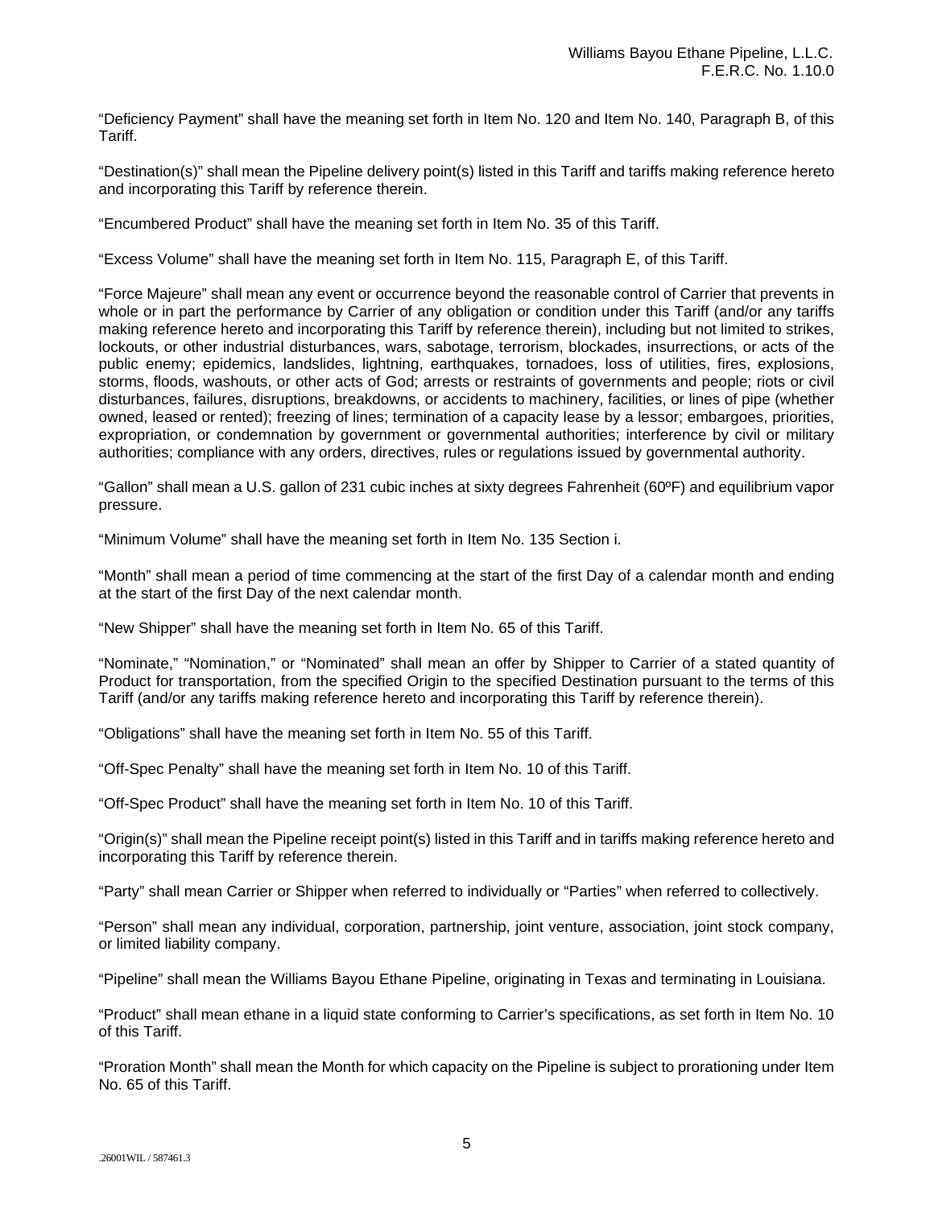"Deficiency Payment" shall have the meaning set forth in Item No. 120 and Item No. 140, Paragraph B, of this Tariff.

"Destination(s)" shall mean the Pipeline delivery point(s) listed in this Tariff and tariffs making reference hereto and incorporating this Tariff by reference therein.

"Encumbered Product" shall have the meaning set forth in Item No. 35 of this Tariff.

"Excess Volume" shall have the meaning set forth in Item No. 115, Paragraph E, of this Tariff.

"Force Majeure" shall mean any event or occurrence beyond the reasonable control of Carrier that prevents in whole or in part the performance by Carrier of any obligation or condition under this Tariff (and/or any tariffs making reference hereto and incorporating this Tariff by reference therein), including but not limited to strikes, lockouts, or other industrial disturbances, wars, sabotage, terrorism, blockades, insurrections, or acts of the public enemy; epidemics, landslides, lightning, earthquakes, tornadoes, loss of utilities, fires, explosions, storms, floods, washouts, or other acts of God; arrests or restraints of governments and people; riots or civil disturbances, failures, disruptions, breakdowns, or accidents to machinery, facilities, or lines of pipe (whether owned, leased or rented); freezing of lines; termination of a capacity lease by a lessor; embargoes, priorities, expropriation, or condemnation by government or governmental authorities; interference by civil or military authorities; compliance with any orders, directives, rules or regulations issued by governmental authority.

"Gallon" shall mean a U.S. gallon of 231 cubic inches at sixty degrees Fahrenheit (60ºF) and equilibrium vapor pressure.

"Minimum Volume" shall have the meaning set forth in Item No. 135 Section i.

"Month" shall mean a period of time commencing at the start of the first Day of a calendar month and ending at the start of the first Day of the next calendar month.

"New Shipper" shall have the meaning set forth in Item No. 65 of this Tariff.

"Nominate," "Nomination," or "Nominated" shall mean an offer by Shipper to Carrier of a stated quantity of Product for transportation, from the specified Origin to the specified Destination pursuant to the terms of this Tariff (and/or any tariffs making reference hereto and incorporating this Tariff by reference therein).

"Obligations" shall have the meaning set forth in Item No. 55 of this Tariff.

"Off-Spec Penalty" shall have the meaning set forth in Item No. 10 of this Tariff.

"Off-Spec Product" shall have the meaning set forth in Item No. 10 of this Tariff.

"Origin(s)" shall mean the Pipeline receipt point(s) listed in this Tariff and in tariffs making reference hereto and incorporating this Tariff by reference therein.

"Party" shall mean Carrier or Shipper when referred to individually or "Parties" when referred to collectively.

"Person" shall mean any individual, corporation, partnership, joint venture, association, joint stock company, or limited liability company.

"Pipeline" shall mean the Williams Bayou Ethane Pipeline, originating in Texas and terminating in Louisiana.

"Product" shall mean ethane in a liquid state conforming to Carrier's specifications, as set forth in Item No. 10 of this Tariff.

"Proration Month" shall mean the Month for which capacity on the Pipeline is subject to prorationing under Item No. 65 of this Tariff.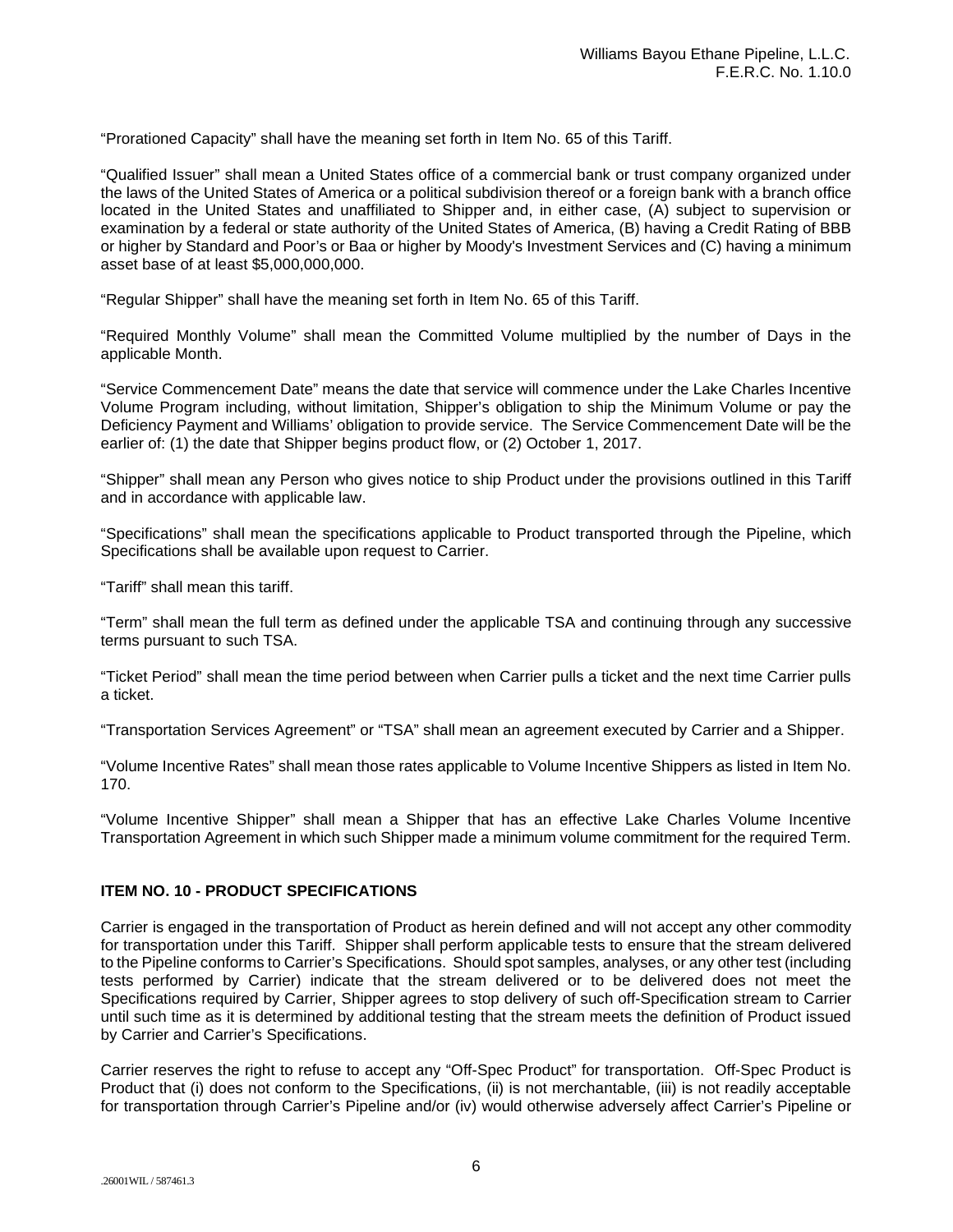"Prorationed Capacity" shall have the meaning set forth in Item No. 65 of this Tariff.

"Qualified Issuer" shall mean a United States office of a commercial bank or trust company organized under the laws of the United States of America or a political subdivision thereof or a foreign bank with a branch office located in the United States and unaffiliated to Shipper and, in either case, (A) subject to supervision or examination by a federal or state authority of the United States of America, (B) having a Credit Rating of BBB or higher by Standard and Poor's or Baa or higher by Moody's Investment Services and (C) having a minimum asset base of at least $5,000,000,000.

"Regular Shipper" shall have the meaning set forth in Item No. 65 of this Tariff.

"Required Monthly Volume" shall mean the Committed Volume multiplied by the number of Days in the applicable Month.

"Service Commencement Date" means the date that service will commence under the Lake Charles Incentive Volume Program including, without limitation, Shipper's obligation to ship the Minimum Volume or pay the Deficiency Payment and Williams' obligation to provide service. The Service Commencement Date will be the earlier of: (1) the date that Shipper begins product flow, or (2) October 1, 2017.

"Shipper" shall mean any Person who gives notice to ship Product under the provisions outlined in this Tariff and in accordance with applicable law.

"Specifications" shall mean the specifications applicable to Product transported through the Pipeline, which Specifications shall be available upon request to Carrier.

"Tariff" shall mean this tariff.

"Term" shall mean the full term as defined under the applicable TSA and continuing through any successive terms pursuant to such TSA.

"Ticket Period" shall mean the time period between when Carrier pulls a ticket and the next time Carrier pulls a ticket.

"Transportation Services Agreement" or "TSA" shall mean an agreement executed by Carrier and a Shipper.

"Volume Incentive Rates" shall mean those rates applicable to Volume Incentive Shippers as listed in Item No. 170.

"Volume Incentive Shipper" shall mean a Shipper that has an effective Lake Charles Volume Incentive Transportation Agreement in which such Shipper made a minimum volume commitment for the required Term.

## ITEM NO. 10 - PRODUCT SPECIFICATIONS

Carrier is engaged in the transportation of Product as herein defined and will not accept any other commodity for transportation under this Tariff. Shipper shall perform applicable tests to ensure that the stream delivered to the Pipeline conforms to Carrier's Specifications. Should spot samples, analyses, or any other test (including tests performed by Carrier) indicate that the stream delivered or to be delivered does not meet the Specifications required by Carrier, Shipper agrees to stop delivery of such off-Specification stream to Carrier until such time as it is determined by additional testing that the stream meets the definition of Product issued by Carrier and Carrier's Specifications.

Carrier reserves the right to refuse to accept any "Off-Spec Product" for transportation. Off-Spec Product is Product that (i) does not conform to the Specifications, (ii) is not merchantable, (iii) is not readily acceptable for transportation through Carrier's Pipeline and/or (iv) would otherwise adversely affect Carrier's Pipeline or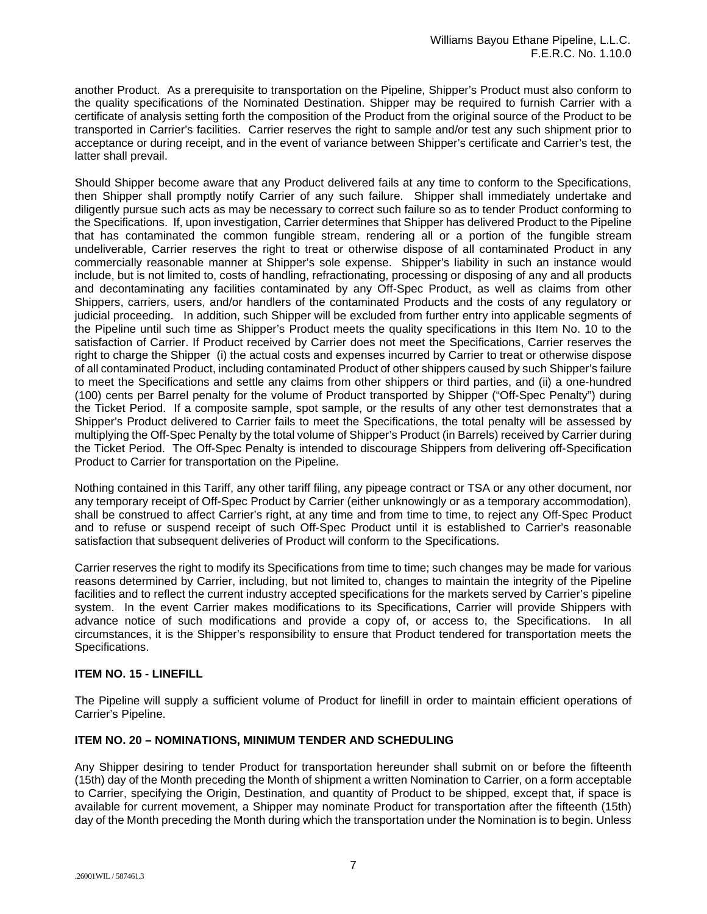another Product. As a prerequisite to transportation on the Pipeline, Shipper's Product must also conform to the quality specifications of the Nominated Destination. Shipper may be required to furnish Carrier with a certificate of analysis setting forth the composition of the Product from the original source of the Product to be transported in Carrier's facilities. Carrier reserves the right to sample and/or test any such shipment prior to acceptance or during receipt, and in the event of variance between Shipper's certificate and Carrier's test, the latter shall prevail.

Should Shipper become aware that any Product delivered fails at any time to conform to the Specifications, then Shipper shall promptly notify Carrier of any such failure. Shipper shall immediately undertake and diligently pursue such acts as may be necessary to correct such failure so as to tender Product conforming to the Specifications. If, upon investigation, Carrier determines that Shipper has delivered Product to the Pipeline that has contaminated the common fungible stream, rendering all or a portion of the fungible stream undeliverable, Carrier reserves the right to treat or otherwise dispose of all contaminated Product in any commercially reasonable manner at Shipper's sole expense. Shipper's liability in such an instance would include, but is not limited to, costs of handling, refractionating, processing or disposing of any and all products and decontaminating any facilities contaminated by any Off-Spec Product, as well as claims from other Shippers, carriers, users, and/or handlers of the contaminated Products and the costs of any regulatory or judicial proceeding. In addition, such Shipper will be excluded from further entry into applicable segments of the Pipeline until such time as Shipper's Product meets the quality specifications in this Item No. 10 to the satisfaction of Carrier. If Product received by Carrier does not meet the Specifications, Carrier reserves the right to charge the Shipper (i) the actual costs and expenses incurred by Carrier to treat or otherwise dispose of all contaminated Product, including contaminated Product of other shippers caused by such Shipper's failure to meet the Specifications and settle any claims from other shippers or third parties, and (ii) a one-hundred (100) cents per Barrel penalty for the volume of Product transported by Shipper ("Off-Spec Penalty") during the Ticket Period. If a composite sample, spot sample, or the results of any other test demonstrates that a Shipper's Product delivered to Carrier fails to meet the Specifications, the total penalty will be assessed by multiplying the Off-Spec Penalty by the total volume of Shipper's Product (in Barrels) received by Carrier during the Ticket Period. The Off-Spec Penalty is intended to discourage Shippers from delivering off-Specification Product to Carrier for transportation on the Pipeline.

Nothing contained in this Tariff, any other tariff filing, any pipeage contract or TSA or any other document, nor any temporary receipt of Off-Spec Product by Carrier (either unknowingly or as a temporary accommodation), shall be construed to affect Carrier's right, at any time and from time to time, to reject any Off-Spec Product and to refuse or suspend receipt of such Off-Spec Product until it is established to Carrier's reasonable satisfaction that subsequent deliveries of Product will conform to the Specifications.

Carrier reserves the right to modify its Specifications from time to time; such changes may be made for various reasons determined by Carrier, including, but not limited to, changes to maintain the integrity of the Pipeline facilities and to reflect the current industry accepted specifications for the markets served by Carrier's pipeline system. In the event Carrier makes modifications to its Specifications, Carrier will provide Shippers with advance notice of such modifications and provide a copy of, or access to, the Specifications. In all circumstances, it is the Shipper's responsibility to ensure that Product tendered for transportation meets the Specifications.

### ITEM NO. 15 - LINEFILL

The Pipeline will supply a sufficient volume of Product for linefill in order to maintain efficient operations of Carrier's Pipeline.

### ITEM NO. 20 – NOMINATIONS, MINIMUM TENDER AND SCHEDULING

Any Shipper desiring to tender Product for transportation hereunder shall submit on or before the fifteenth (15th) day of the Month preceding the Month of shipment a written Nomination to Carrier, on a form acceptable to Carrier, specifying the Origin, Destination, and quantity of Product to be shipped, except that, if space is available for current movement, a Shipper may nominate Product for transportation after the fifteenth (15th) day of the Month preceding the Month during which the transportation under the Nomination is to begin. Unless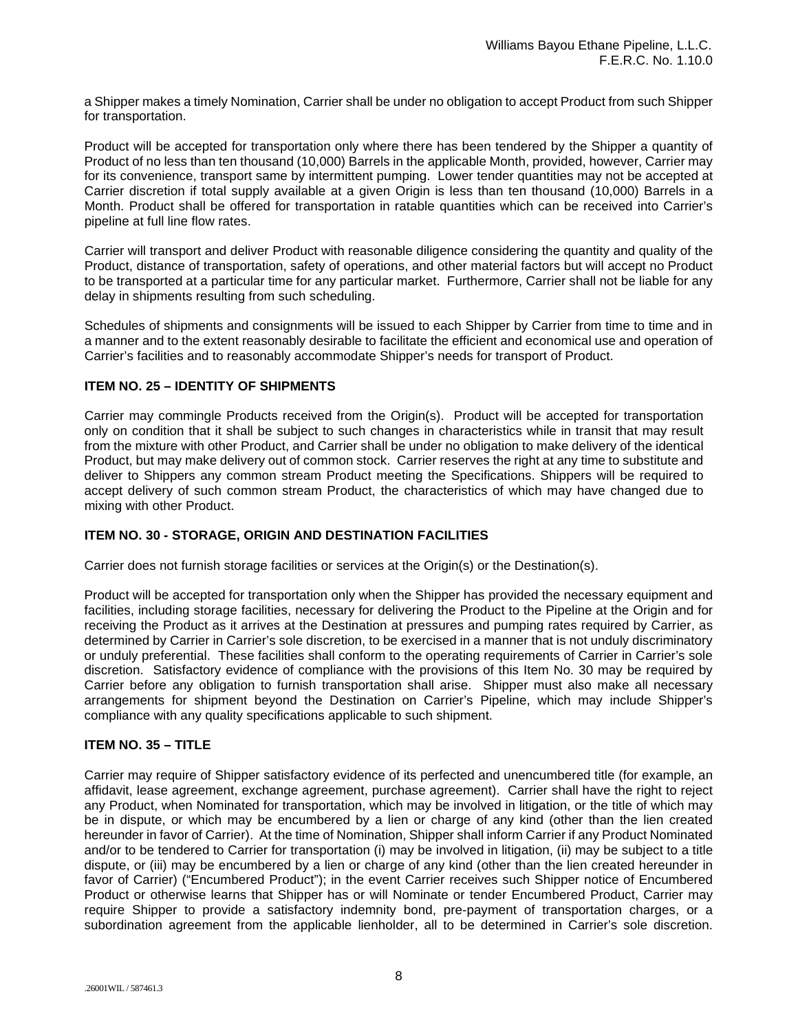a Shipper makes a timely Nomination, Carrier shall be under no obligation to accept Product from such Shipper for transportation.

Product will be accepted for transportation only where there has been tendered by the Shipper a quantity of Product of no less than ten thousand (10,000) Barrels in the applicable Month, provided, however, Carrier may for its convenience, transport same by intermittent pumping. Lower tender quantities may not be accepted at Carrier discretion if total supply available at a given Origin is less than ten thousand (10,000) Barrels in a Month. Product shall be offered for transportation in ratable quantities which can be received into Carrier's pipeline at full line flow rates.

Carrier will transport and deliver Product with reasonable diligence considering the quantity and quality of the Product, distance of transportation, safety of operations, and other material factors but will accept no Product to be transported at a particular time for any particular market. Furthermore, Carrier shall not be liable for any delay in shipments resulting from such scheduling.

Schedules of shipments and consignments will be issued to each Shipper by Carrier from time to time and in a manner and to the extent reasonably desirable to facilitate the efficient and economical use and operation of Carrier's facilities and to reasonably accommodate Shipper's needs for transport of Product.

### ITEM NO. 25 – IDENTITY OF SHIPMENTS

Carrier may commingle Products received from the Origin(s). Product will be accepted for transportation only on condition that it shall be subject to such changes in characteristics while in transit that may result from the mixture with other Product, and Carrier shall be under no obligation to make delivery of the identical Product, but may make delivery out of common stock. Carrier reserves the right at any time to substitute and deliver to Shippers any common stream Product meeting the Specifications. Shippers will be required to accept delivery of such common stream Product, the characteristics of which may have changed due to mixing with other Product.

### ITEM NO. 30 - STORAGE, ORIGIN AND DESTINATION FACILITIES

Carrier does not furnish storage facilities or services at the Origin(s) or the Destination(s).

Product will be accepted for transportation only when the Shipper has provided the necessary equipment and facilities, including storage facilities, necessary for delivering the Product to the Pipeline at the Origin and for receiving the Product as it arrives at the Destination at pressures and pumping rates required by Carrier, as determined by Carrier in Carrier's sole discretion, to be exercised in a manner that is not unduly discriminatory or unduly preferential. These facilities shall conform to the operating requirements of Carrier in Carrier's sole discretion. Satisfactory evidence of compliance with the provisions of this Item No. 30 may be required by Carrier before any obligation to furnish transportation shall arise. Shipper must also make all necessary arrangements for shipment beyond the Destination on Carrier's Pipeline, which may include Shipper's compliance with any quality specifications applicable to such shipment.

### ITEM NO. 35 – TITLE

Carrier may require of Shipper satisfactory evidence of its perfected and unencumbered title (for example, an affidavit, lease agreement, exchange agreement, purchase agreement). Carrier shall have the right to reject any Product, when Nominated for transportation, which may be involved in litigation, or the title of which may be in dispute, or which may be encumbered by a lien or charge of any kind (other than the lien created hereunder in favor of Carrier). At the time of Nomination, Shipper shall inform Carrier if any Product Nominated and/or to be tendered to Carrier for transportation (i) may be involved in litigation, (ii) may be subject to a title dispute, or (iii) may be encumbered by a lien or charge of any kind (other than the lien created hereunder in favor of Carrier) ("Encumbered Product"); in the event Carrier receives such Shipper notice of Encumbered Product or otherwise learns that Shipper has or will Nominate or tender Encumbered Product, Carrier may require Shipper to provide a satisfactory indemnity bond, pre-payment of transportation charges, or a subordination agreement from the applicable lienholder, all to be determined in Carrier's sole discretion.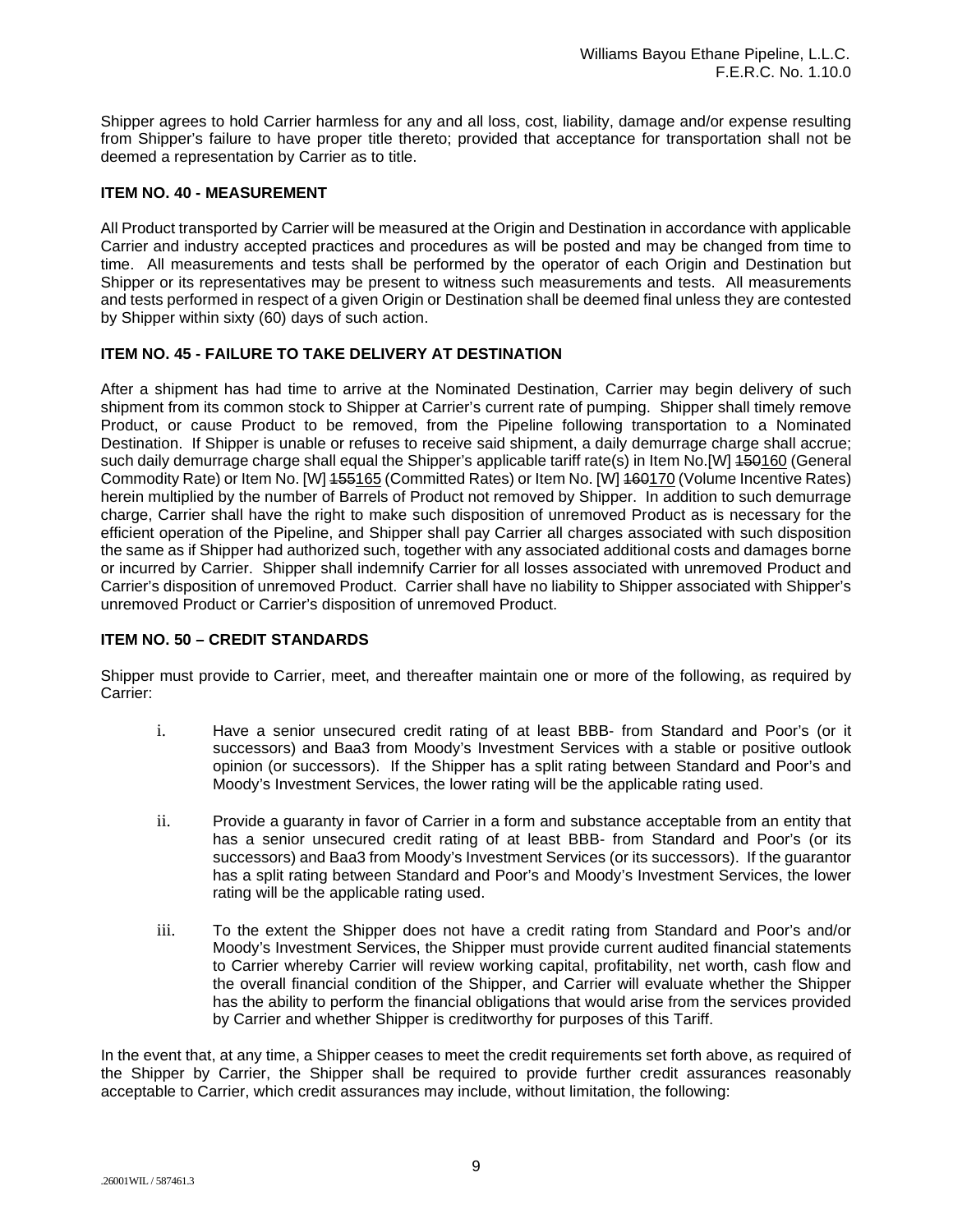Shipper agrees to hold Carrier harmless for any and all loss, cost, liability, damage and/or expense resulting from Shipper's failure to have proper title thereto; provided that acceptance for transportation shall not be deemed a representation by Carrier as to title.

### ITEM NO. 40 - MEASUREMENT

All Product transported by Carrier will be measured at the Origin and Destination in accordance with applicable Carrier and industry accepted practices and procedures as will be posted and may be changed from time to time. All measurements and tests shall be performed by the operator of each Origin and Destination but Shipper or its representatives may be present to witness such measurements and tests. All measurements and tests performed in respect of a given Origin or Destination shall be deemed final unless they are contested by Shipper within sixty (60) days of such action.

### ITEM NO. 45 - FAILURE TO TAKE DELIVERY AT DESTINATION

After a shipment has had time to arrive at the Nominated Destination, Carrier may begin delivery of such shipment from its common stock to Shipper at Carrier's current rate of pumping. Shipper shall timely remove Product, or cause Product to be removed, from the Pipeline following transportation to a Nominated Destination. If Shipper is unable or refuses to receive said shipment, a daily demurrage charge shall accrue; such daily demurrage charge shall equal the Shipper's applicable tariff rate(s) in Item No.[W] ~~150~~160 (General Commodity Rate) or Item No. [W] ~~155~~165 (Committed Rates) or Item No. [W] ~~160~~170 (Volume Incentive Rates) herein multiplied by the number of Barrels of Product not removed by Shipper. In addition to such demurrage charge, Carrier shall have the right to make such disposition of unremoved Product as is necessary for the efficient operation of the Pipeline, and Shipper shall pay Carrier all charges associated with such disposition the same as if Shipper had authorized such, together with any associated additional costs and damages borne or incurred by Carrier. Shipper shall indemnify Carrier for all losses associated with unremoved Product and Carrier's disposition of unremoved Product. Carrier shall have no liability to Shipper associated with Shipper's unremoved Product or Carrier's disposition of unremoved Product.

### ITEM NO. 50 – CREDIT STANDARDS

Shipper must provide to Carrier, meet, and thereafter maintain one or more of the following, as required by Carrier:

i. Have a senior unsecured credit rating of at least BBB- from Standard and Poor's (or it successors) and Baa3 from Moody's Investment Services with a stable or positive outlook opinion (or successors). If the Shipper has a split rating between Standard and Poor's and Moody's Investment Services, the lower rating will be the applicable rating used.

ii. Provide a guaranty in favor of Carrier in a form and substance acceptable from an entity that has a senior unsecured credit rating of at least BBB- from Standard and Poor's (or its successors) and Baa3 from Moody's Investment Services (or its successors). If the guarantor has a split rating between Standard and Poor's and Moody's Investment Services, the lower rating will be the applicable rating used.

iii. To the extent the Shipper does not have a credit rating from Standard and Poor's and/or Moody's Investment Services, the Shipper must provide current audited financial statements to Carrier whereby Carrier will review working capital, profitability, net worth, cash flow and the overall financial condition of the Shipper, and Carrier will evaluate whether the Shipper has the ability to perform the financial obligations that would arise from the services provided by Carrier and whether Shipper is creditworthy for purposes of this Tariff.

In the event that, at any time, a Shipper ceases to meet the credit requirements set forth above, as required of the Shipper by Carrier, the Shipper shall be required to provide further credit assurances reasonably acceptable to Carrier, which credit assurances may include, without limitation, the following: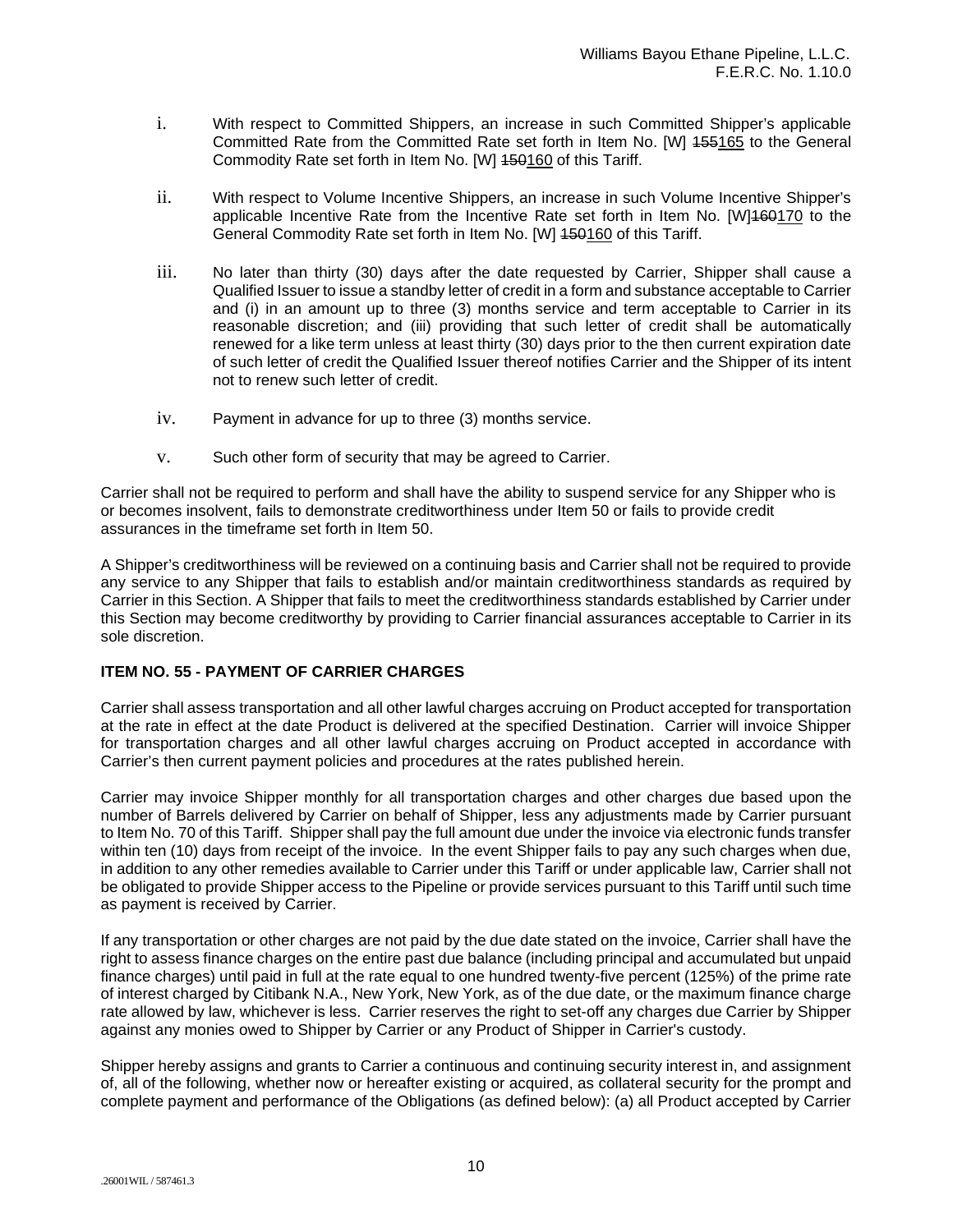i. With respect to Committed Shippers, an increase in such Committed Shipper's applicable Committed Rate from the Committed Rate set forth in Item No. [W] ~~155~~165 to the General Commodity Rate set forth in Item No. [W] ~~150~~160 of this Tariff.

ii. With respect to Volume Incentive Shippers, an increase in such Volume Incentive Shipper's applicable Incentive Rate from the Incentive Rate set forth in Item No. [W]~~160~~170 to the General Commodity Rate set forth in Item No. [W] ~~150~~160 of this Tariff.

iii. No later than thirty (30) days after the date requested by Carrier, Shipper shall cause a Qualified Issuer to issue a standby letter of credit in a form and substance acceptable to Carrier and (i) in an amount up to three (3) months service and term acceptable to Carrier in its reasonable discretion; and (iii) providing that such letter of credit shall be automatically renewed for a like term unless at least thirty (30) days prior to the then current expiration date of such letter of credit the Qualified Issuer thereof notifies Carrier and the Shipper of its intent not to renew such letter of credit.

iv. Payment in advance for up to three (3) months service.

v. Such other form of security that may be agreed to Carrier.

Carrier shall not be required to perform and shall have the ability to suspend service for any Shipper who is or becomes insolvent, fails to demonstrate creditworthiness under Item 50 or fails to provide credit assurances in the timeframe set forth in Item 50.

A Shipper's creditworthiness will be reviewed on a continuing basis and Carrier shall not be required to provide any service to any Shipper that fails to establish and/or maintain creditworthiness standards as required by Carrier in this Section. A Shipper that fails to meet the creditworthiness standards established by Carrier under this Section may become creditworthy by providing to Carrier financial assurances acceptable to Carrier in its sole discretion.

### ITEM NO. 55 - PAYMENT OF CARRIER CHARGES

Carrier shall assess transportation and all other lawful charges accruing on Product accepted for transportation at the rate in effect at the date Product is delivered at the specified Destination. Carrier will invoice Shipper for transportation charges and all other lawful charges accruing on Product accepted in accordance with Carrier's then current payment policies and procedures at the rates published herein.

Carrier may invoice Shipper monthly for all transportation charges and other charges due based upon the number of Barrels delivered by Carrier on behalf of Shipper, less any adjustments made by Carrier pursuant to Item No. 70 of this Tariff. Shipper shall pay the full amount due under the invoice via electronic funds transfer within ten (10) days from receipt of the invoice. In the event Shipper fails to pay any such charges when due, in addition to any other remedies available to Carrier under this Tariff or under applicable law, Carrier shall not be obligated to provide Shipper access to the Pipeline or provide services pursuant to this Tariff until such time as payment is received by Carrier.

If any transportation or other charges are not paid by the due date stated on the invoice, Carrier shall have the right to assess finance charges on the entire past due balance (including principal and accumulated but unpaid finance charges) until paid in full at the rate equal to one hundred twenty-five percent (125%) of the prime rate of interest charged by Citibank N.A., New York, New York, as of the due date, or the maximum finance charge rate allowed by law, whichever is less. Carrier reserves the right to set-off any charges due Carrier by Shipper against any monies owed to Shipper by Carrier or any Product of Shipper in Carrier's custody.

Shipper hereby assigns and grants to Carrier a continuous and continuing security interest in, and assignment of, all of the following, whether now or hereafter existing or acquired, as collateral security for the prompt and complete payment and performance of the Obligations (as defined below): (a) all Product accepted by Carrier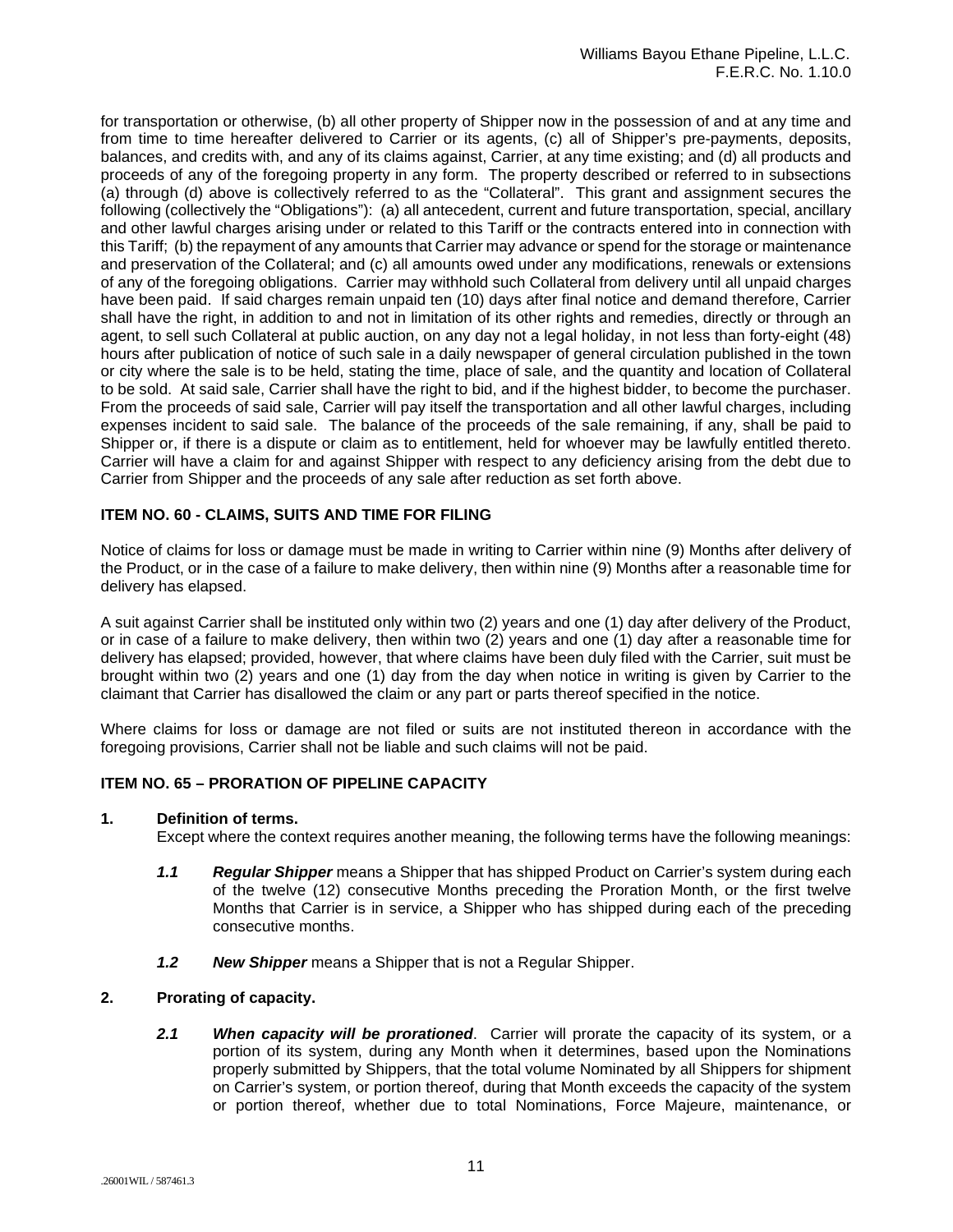for transportation or otherwise, (b) all other property of Shipper now in the possession of and at any time and from time to time hereafter delivered to Carrier or its agents, (c) all of Shipper's pre-payments, deposits, balances, and credits with, and any of its claims against, Carrier, at any time existing; and (d) all products and proceeds of any of the foregoing property in any form. The property described or referred to in subsections (a) through (d) above is collectively referred to as the "Collateral". This grant and assignment secures the following (collectively the "Obligations"): (a) all antecedent, current and future transportation, special, ancillary and other lawful charges arising under or related to this Tariff or the contracts entered into in connection with this Tariff; (b) the repayment of any amounts that Carrier may advance or spend for the storage or maintenance and preservation of the Collateral; and (c) all amounts owed under any modifications, renewals or extensions of any of the foregoing obligations. Carrier may withhold such Collateral from delivery until all unpaid charges have been paid. If said charges remain unpaid ten (10) days after final notice and demand therefore, Carrier shall have the right, in addition to and not in limitation of its other rights and remedies, directly or through an agent, to sell such Collateral at public auction, on any day not a legal holiday, in not less than forty-eight (48) hours after publication of notice of such sale in a daily newspaper of general circulation published in the town or city where the sale is to be held, stating the time, place of sale, and the quantity and location of Collateral to be sold. At said sale, Carrier shall have the right to bid, and if the highest bidder, to become the purchaser. From the proceeds of said sale, Carrier will pay itself the transportation and all other lawful charges, including expenses incident to said sale. The balance of the proceeds of the sale remaining, if any, shall be paid to Shipper or, if there is a dispute or claim as to entitlement, held for whoever may be lawfully entitled thereto. Carrier will have a claim for and against Shipper with respect to any deficiency arising from the debt due to Carrier from Shipper and the proceeds of any sale after reduction as set forth above.

**ITEM NO. 60 - CLAIMS, SUITS AND TIME FOR FILING**

Notice of claims for loss or damage must be made in writing to Carrier within nine (9) Months after delivery of the Product, or in the case of a failure to make delivery, then within nine (9) Months after a reasonable time for delivery has elapsed.

A suit against Carrier shall be instituted only within two (2) years and one (1) day after delivery of the Product, or in case of a failure to make delivery, then within two (2) years and one (1) day after a reasonable time for delivery has elapsed; provided, however, that where claims have been duly filed with the Carrier, suit must be brought within two (2) years and one (1) day from the day when notice in writing is given by Carrier to the claimant that Carrier has disallowed the claim or any part or parts thereof specified in the notice.

Where claims for loss or damage are not filed or suits are not instituted thereon in accordance with the foregoing provisions, Carrier shall not be liable and such claims will not be paid.

**ITEM NO. 65 – PRORATION OF PIPELINE CAPACITY**

**1. Definition of terms.**

Except where the context requires another meaning, the following terms have the following meanings:

***1.1 Regular Shipper*** means a Shipper that has shipped Product on Carrier's system during each of the twelve (12) consecutive Months preceding the Proration Month, or the first twelve Months that Carrier is in service, a Shipper who has shipped during each of the preceding consecutive months.

***1.2 New Shipper*** means a Shipper that is not a Regular Shipper.

**2. Prorating of capacity.**

***2.1 When capacity will be prorationed***. Carrier will prorate the capacity of its system, or a portion of its system, during any Month when it determines, based upon the Nominations properly submitted by Shippers, that the total volume Nominated by all Shippers for shipment on Carrier's system, or portion thereof, during that Month exceeds the capacity of the system or portion thereof, whether due to total Nominations, Force Majeure, maintenance, or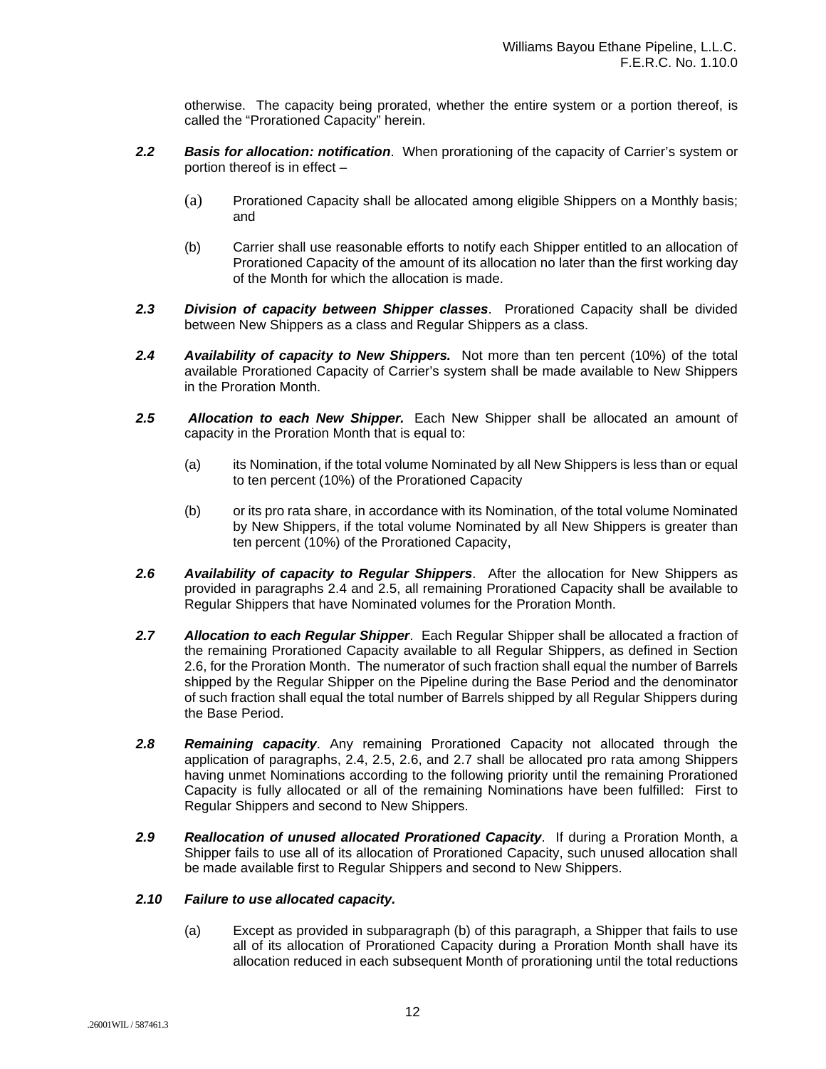otherwise. The capacity being prorated, whether the entire system or a portion thereof, is called the "Prorationed Capacity" herein.

***2.2 Basis for allocation: notification***. When prorationing of the capacity of Carrier's system or portion thereof is in effect –

(a) Prorationed Capacity shall be allocated among eligible Shippers on a Monthly basis; and

(b) Carrier shall use reasonable efforts to notify each Shipper entitled to an allocation of Prorationed Capacity of the amount of its allocation no later than the first working day of the Month for which the allocation is made.

***2.3 Division of capacity between Shipper classes***. Prorationed Capacity shall be divided between New Shippers as a class and Regular Shippers as a class.

***2.4 Availability of capacity to New Shippers.*** Not more than ten percent (10%) of the total available Prorationed Capacity of Carrier's system shall be made available to New Shippers in the Proration Month.

***2.5 Allocation to each New Shipper.*** Each New Shipper shall be allocated an amount of capacity in the Proration Month that is equal to:

(a) its Nomination, if the total volume Nominated by all New Shippers is less than or equal to ten percent (10%) of the Prorationed Capacity

(b) or its pro rata share, in accordance with its Nomination, of the total volume Nominated by New Shippers, if the total volume Nominated by all New Shippers is greater than ten percent (10%) of the Prorationed Capacity,

***2.6 Availability of capacity to Regular Shippers***. After the allocation for New Shippers as provided in paragraphs 2.4 and 2.5, all remaining Prorationed Capacity shall be available to Regular Shippers that have Nominated volumes for the Proration Month.

***2.7 Allocation to each Regular Shipper***. Each Regular Shipper shall be allocated a fraction of the remaining Prorationed Capacity available to all Regular Shippers, as defined in Section 2.6, for the Proration Month. The numerator of such fraction shall equal the number of Barrels shipped by the Regular Shipper on the Pipeline during the Base Period and the denominator of such fraction shall equal the total number of Barrels shipped by all Regular Shippers during the Base Period.

***2.8 Remaining capacity***. Any remaining Prorationed Capacity not allocated through the application of paragraphs, 2.4, 2.5, 2.6, and 2.7 shall be allocated pro rata among Shippers having unmet Nominations according to the following priority until the remaining Prorationed Capacity is fully allocated or all of the remaining Nominations have been fulfilled: First to Regular Shippers and second to New Shippers.

***2.9 Reallocation of unused allocated Prorationed Capacity***. If during a Proration Month, a Shipper fails to use all of its allocation of Prorationed Capacity, such unused allocation shall be made available first to Regular Shippers and second to New Shippers.

***2.10 Failure to use allocated capacity.***

(a) Except as provided in subparagraph (b) of this paragraph, a Shipper that fails to use all of its allocation of Prorationed Capacity during a Proration Month shall have its allocation reduced in each subsequent Month of prorationing until the total reductions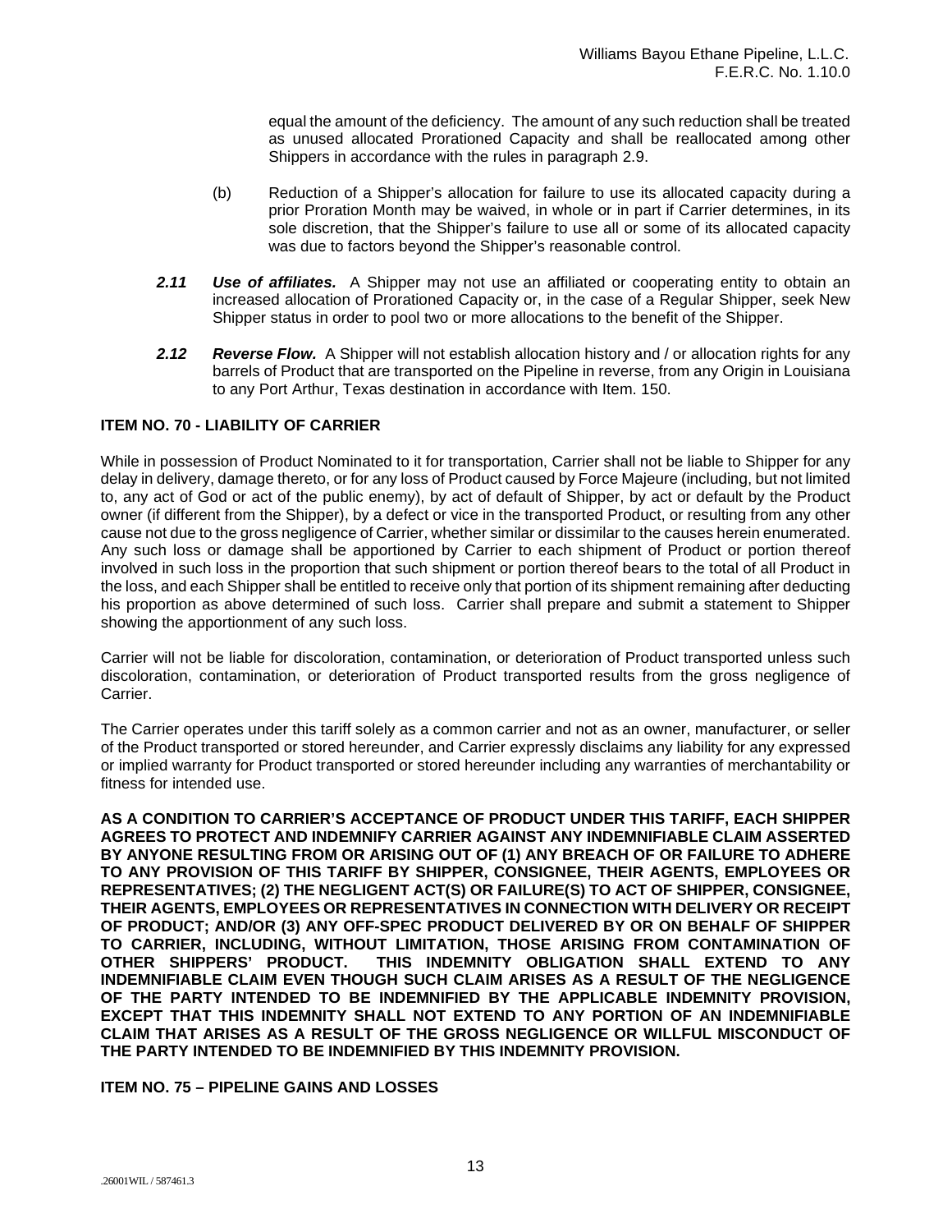equal the amount of the deficiency. The amount of any such reduction shall be treated as unused allocated Prorationed Capacity and shall be reallocated among other Shippers in accordance with the rules in paragraph 2.9.

(b) Reduction of a Shipper's allocation for failure to use its allocated capacity during a prior Proration Month may be waived, in whole or in part if Carrier determines, in its sole discretion, that the Shipper's failure to use all or some of its allocated capacity was due to factors beyond the Shipper's reasonable control.

***2.11 Use of affiliates.*** A Shipper may not use an affiliated or cooperating entity to obtain an increased allocation of Prorationed Capacity or, in the case of a Regular Shipper, seek New Shipper status in order to pool two or more allocations to the benefit of the Shipper.

***2.12 Reverse Flow.*** A Shipper will not establish allocation history and / or allocation rights for any barrels of Product that are transported on the Pipeline in reverse, from any Origin in Louisiana to any Port Arthur, Texas destination in accordance with Item. 150.

**ITEM NO. 70 - LIABILITY OF CARRIER**

While in possession of Product Nominated to it for transportation, Carrier shall not be liable to Shipper for any delay in delivery, damage thereto, or for any loss of Product caused by Force Majeure (including, but not limited to, any act of God or act of the public enemy), by act of default of Shipper, by act or default by the Product owner (if different from the Shipper), by a defect or vice in the transported Product, or resulting from any other cause not due to the gross negligence of Carrier, whether similar or dissimilar to the causes herein enumerated. Any such loss or damage shall be apportioned by Carrier to each shipment of Product or portion thereof involved in such loss in the proportion that such shipment or portion thereof bears to the total of all Product in the loss, and each Shipper shall be entitled to receive only that portion of its shipment remaining after deducting his proportion as above determined of such loss. Carrier shall prepare and submit a statement to Shipper showing the apportionment of any such loss.

Carrier will not be liable for discoloration, contamination, or deterioration of Product transported unless such discoloration, contamination, or deterioration of Product transported results from the gross negligence of Carrier.

The Carrier operates under this tariff solely as a common carrier and not as an owner, manufacturer, or seller of the Product transported or stored hereunder, and Carrier expressly disclaims any liability for any expressed or implied warranty for Product transported or stored hereunder including any warranties of merchantability or fitness for intended use.

**AS A CONDITION TO CARRIER'S ACCEPTANCE OF PRODUCT UNDER THIS TARIFF, EACH SHIPPER AGREES TO PROTECT AND INDEMNIFY CARRIER AGAINST ANY INDEMNIFIABLE CLAIM ASSERTED BY ANYONE RESULTING FROM OR ARISING OUT OF (1) ANY BREACH OF OR FAILURE TO ADHERE TO ANY PROVISION OF THIS TARIFF BY SHIPPER, CONSIGNEE, THEIR AGENTS, EMPLOYEES OR REPRESENTATIVES; (2) THE NEGLIGENT ACT(S) OR FAILURE(S) TO ACT OF SHIPPER, CONSIGNEE, THEIR AGENTS, EMPLOYEES OR REPRESENTATIVES IN CONNECTION WITH DELIVERY OR RECEIPT OF PRODUCT; AND/OR (3) ANY OFF-SPEC PRODUCT DELIVERED BY OR ON BEHALF OF SHIPPER TO CARRIER, INCLUDING, WITHOUT LIMITATION, THOSE ARISING FROM CONTAMINATION OF OTHER SHIPPERS' PRODUCT. THIS INDEMNITY OBLIGATION SHALL EXTEND TO ANY INDEMNIFIABLE CLAIM EVEN THOUGH SUCH CLAIM ARISES AS A RESULT OF THE NEGLIGENCE OF THE PARTY INTENDED TO BE INDEMNIFIED BY THE APPLICABLE INDEMNITY PROVISION, EXCEPT THAT THIS INDEMNITY SHALL NOT EXTEND TO ANY PORTION OF AN INDEMNIFIABLE CLAIM THAT ARISES AS A RESULT OF THE GROSS NEGLIGENCE OR WILLFUL MISCONDUCT OF THE PARTY INTENDED TO BE INDEMNIFIED BY THIS INDEMNITY PROVISION.**

**ITEM NO. 75 – PIPELINE GAINS AND LOSSES**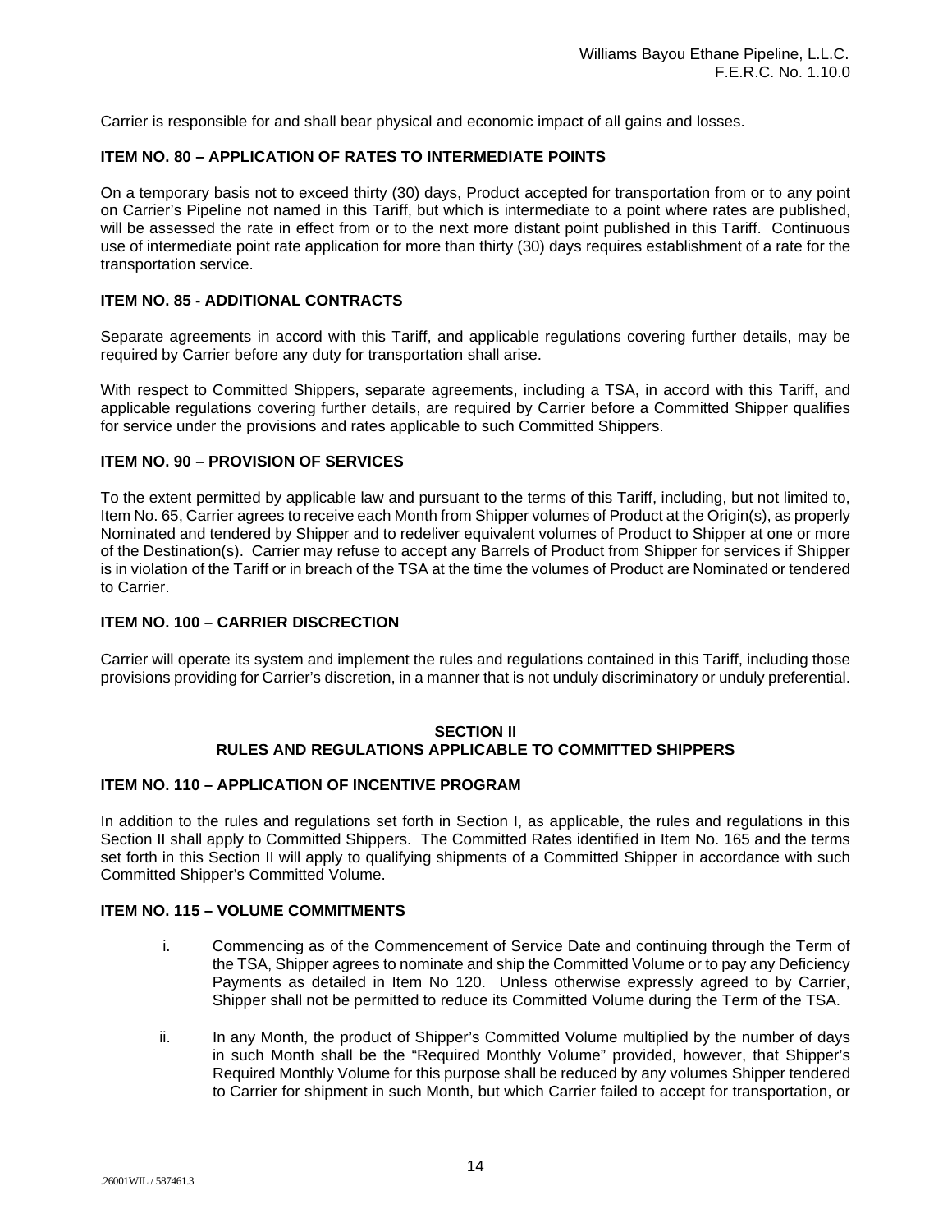Carrier is responsible for and shall bear physical and economic impact of all gains and losses.

### ITEM NO. 80 – APPLICATION OF RATES TO INTERMEDIATE POINTS

On a temporary basis not to exceed thirty (30) days, Product accepted for transportation from or to any point on Carrier's Pipeline not named in this Tariff, but which is intermediate to a point where rates are published, will be assessed the rate in effect from or to the next more distant point published in this Tariff. Continuous use of intermediate point rate application for more than thirty (30) days requires establishment of a rate for the transportation service.

### ITEM NO. 85 - ADDITIONAL CONTRACTS

Separate agreements in accord with this Tariff, and applicable regulations covering further details, may be required by Carrier before any duty for transportation shall arise.

With respect to Committed Shippers, separate agreements, including a TSA, in accord with this Tariff, and applicable regulations covering further details, are required by Carrier before a Committed Shipper qualifies for service under the provisions and rates applicable to such Committed Shippers.

### ITEM NO. 90 – PROVISION OF SERVICES

To the extent permitted by applicable law and pursuant to the terms of this Tariff, including, but not limited to, Item No. 65, Carrier agrees to receive each Month from Shipper volumes of Product at the Origin(s), as properly Nominated and tendered by Shipper and to redeliver equivalent volumes of Product to Shipper at one or more of the Destination(s). Carrier may refuse to accept any Barrels of Product from Shipper for services if Shipper is in violation of the Tariff or in breach of the TSA at the time the volumes of Product are Nominated or tendered to Carrier.

### ITEM NO. 100 – CARRIER DISCRECTION

Carrier will operate its system and implement the rules and regulations contained in this Tariff, including those provisions providing for Carrier's discretion, in a manner that is not unduly discriminatory or unduly preferential.

## SECTION II
## RULES AND REGULATIONS APPLICABLE TO COMMITTED SHIPPERS

### ITEM NO. 110 – APPLICATION OF INCENTIVE PROGRAM

In addition to the rules and regulations set forth in Section I, as applicable, the rules and regulations in this Section II shall apply to Committed Shippers. The Committed Rates identified in Item No. 165 and the terms set forth in this Section II will apply to qualifying shipments of a Committed Shipper in accordance with such Committed Shipper's Committed Volume.

### ITEM NO. 115 – VOLUME COMMITMENTS

i. Commencing as of the Commencement of Service Date and continuing through the Term of the TSA, Shipper agrees to nominate and ship the Committed Volume or to pay any Deficiency Payments as detailed in Item No 120. Unless otherwise expressly agreed to by Carrier, Shipper shall not be permitted to reduce its Committed Volume during the Term of the TSA.

ii. In any Month, the product of Shipper's Committed Volume multiplied by the number of days in such Month shall be the "Required Monthly Volume" provided, however, that Shipper's Required Monthly Volume for this purpose shall be reduced by any volumes Shipper tendered to Carrier for shipment in such Month, but which Carrier failed to accept for transportation, or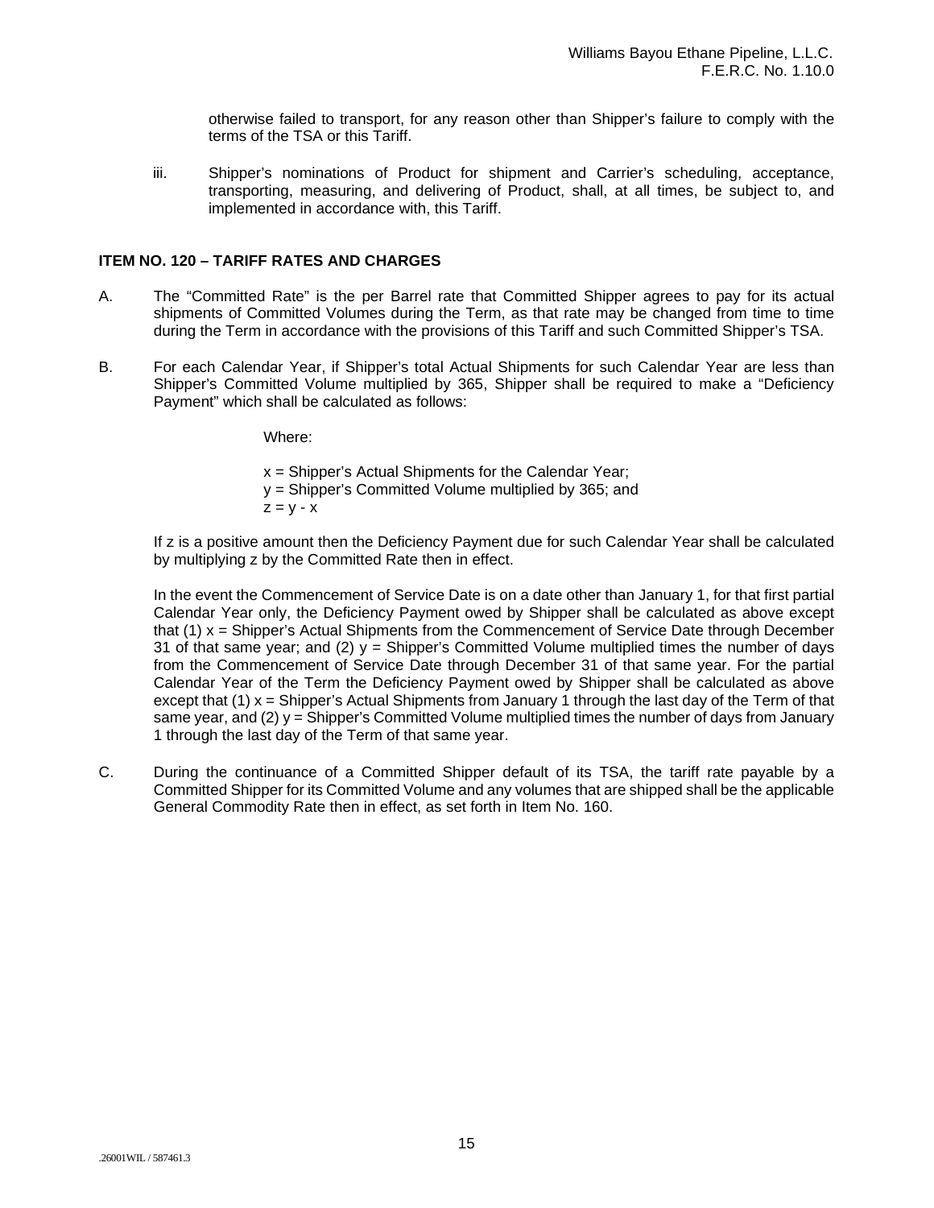otherwise failed to transport, for any reason other than Shipper's failure to comply with the terms of the TSA or this Tariff.

iii. Shipper's nominations of Product for shipment and Carrier's scheduling, acceptance, transporting, measuring, and delivering of Product, shall, at all times, be subject to, and implemented in accordance with, this Tariff.

### ITEM NO. 120 – TARIFF RATES AND CHARGES

A. The "Committed Rate" is the per Barrel rate that Committed Shipper agrees to pay for its actual shipments of Committed Volumes during the Term, as that rate may be changed from time to time during the Term in accordance with the provisions of this Tariff and such Committed Shipper's TSA.

B. For each Calendar Year, if Shipper's total Actual Shipments for such Calendar Year are less than Shipper's Committed Volume multiplied by 365, Shipper shall be required to make a "Deficiency Payment" which shall be calculated as follows:

Where:

$x$ = Shipper's Actual Shipments for the Calendar Year;
$y$ = Shipper's Committed Volume multiplied by 365; and
$z = y - x$

If z is a positive amount then the Deficiency Payment due for such Calendar Year shall be calculated by multiplying z by the Committed Rate then in effect.

In the event the Commencement of Service Date is on a date other than January 1, for that first partial Calendar Year only, the Deficiency Payment owed by Shipper shall be calculated as above except that (1) $x$ = Shipper's Actual Shipments from the Commencement of Service Date through December 31 of that same year; and (2) $y$ = Shipper's Committed Volume multiplied times the number of days from the Commencement of Service Date through December 31 of that same year. For the partial Calendar Year of the Term the Deficiency Payment owed by Shipper shall be calculated as above except that (1) $x$ = Shipper's Actual Shipments from January 1 through the last day of the Term of that same year, and (2) $y$ = Shipper's Committed Volume multiplied times the number of days from January 1 through the last day of the Term of that same year.

C. During the continuance of a Committed Shipper default of its TSA, the tariff rate payable by a Committed Shipper for its Committed Volume and any volumes that are shipped shall be the applicable General Commodity Rate then in effect, as set forth in Item No. 160.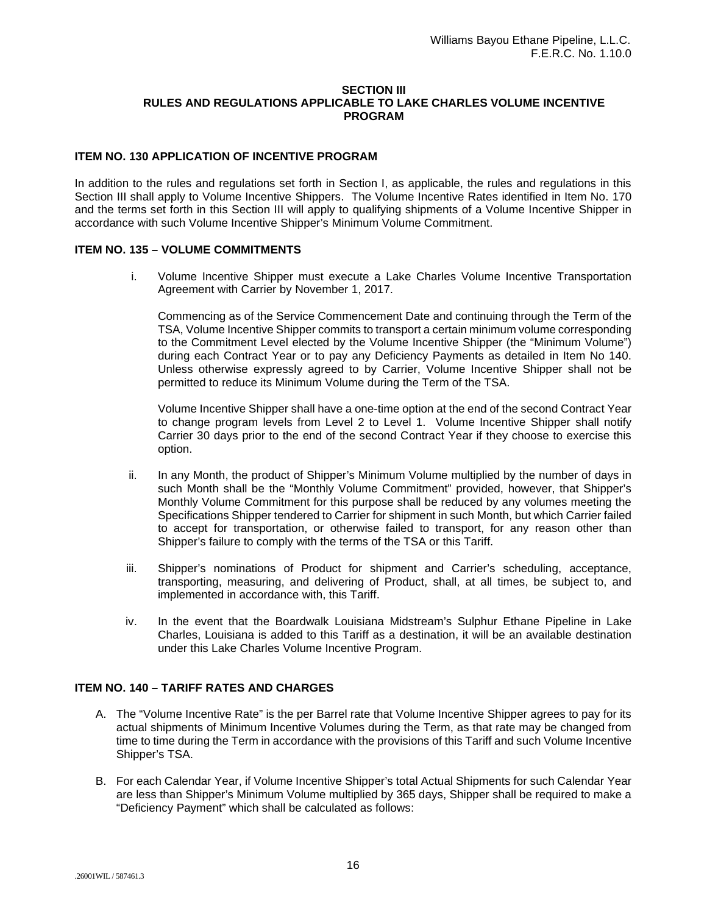## SECTION III
## RULES AND REGULATIONS APPLICABLE TO LAKE CHARLES VOLUME INCENTIVE PROGRAM

### ITEM NO. 130 APPLICATION OF INCENTIVE PROGRAM

In addition to the rules and regulations set forth in Section I, as applicable, the rules and regulations in this Section III shall apply to Volume Incentive Shippers. The Volume Incentive Rates identified in Item No. 170 and the terms set forth in this Section III will apply to qualifying shipments of a Volume Incentive Shipper in accordance with such Volume Incentive Shipper's Minimum Volume Commitment.

### ITEM NO. 135 – VOLUME COMMITMENTS

i. Volume Incentive Shipper must execute a Lake Charles Volume Incentive Transportation Agreement with Carrier by November 1, 2017.

   Commencing as of the Service Commencement Date and continuing through the Term of the TSA, Volume Incentive Shipper commits to transport a certain minimum volume corresponding to the Commitment Level elected by the Volume Incentive Shipper (the "Minimum Volume") during each Contract Year or to pay any Deficiency Payments as detailed in Item No 140. Unless otherwise expressly agreed to by Carrier, Volume Incentive Shipper shall not be permitted to reduce its Minimum Volume during the Term of the TSA.

   Volume Incentive Shipper shall have a one-time option at the end of the second Contract Year to change program levels from Level 2 to Level 1. Volume Incentive Shipper shall notify Carrier 30 days prior to the end of the second Contract Year if they choose to exercise this option.

ii. In any Month, the product of Shipper's Minimum Volume multiplied by the number of days in such Month shall be the "Monthly Volume Commitment" provided, however, that Shipper's Monthly Volume Commitment for this purpose shall be reduced by any volumes meeting the Specifications Shipper tendered to Carrier for shipment in such Month, but which Carrier failed to accept for transportation, or otherwise failed to transport, for any reason other than Shipper's failure to comply with the terms of the TSA or this Tariff.

iii. Shipper's nominations of Product for shipment and Carrier's scheduling, acceptance, transporting, measuring, and delivering of Product, shall, at all times, be subject to, and implemented in accordance with, this Tariff.

iv. In the event that the Boardwalk Louisiana Midstream's Sulphur Ethane Pipeline in Lake Charles, Louisiana is added to this Tariff as a destination, it will be an available destination under this Lake Charles Volume Incentive Program.

### ITEM NO. 140 – TARIFF RATES AND CHARGES

A. The "Volume Incentive Rate" is the per Barrel rate that Volume Incentive Shipper agrees to pay for its actual shipments of Minimum Incentive Volumes during the Term, as that rate may be changed from time to time during the Term in accordance with the provisions of this Tariff and such Volume Incentive Shipper's TSA.

B. For each Calendar Year, if Volume Incentive Shipper's total Actual Shipments for such Calendar Year are less than Shipper's Minimum Volume multiplied by 365 days, Shipper shall be required to make a "Deficiency Payment" which shall be calculated as follows: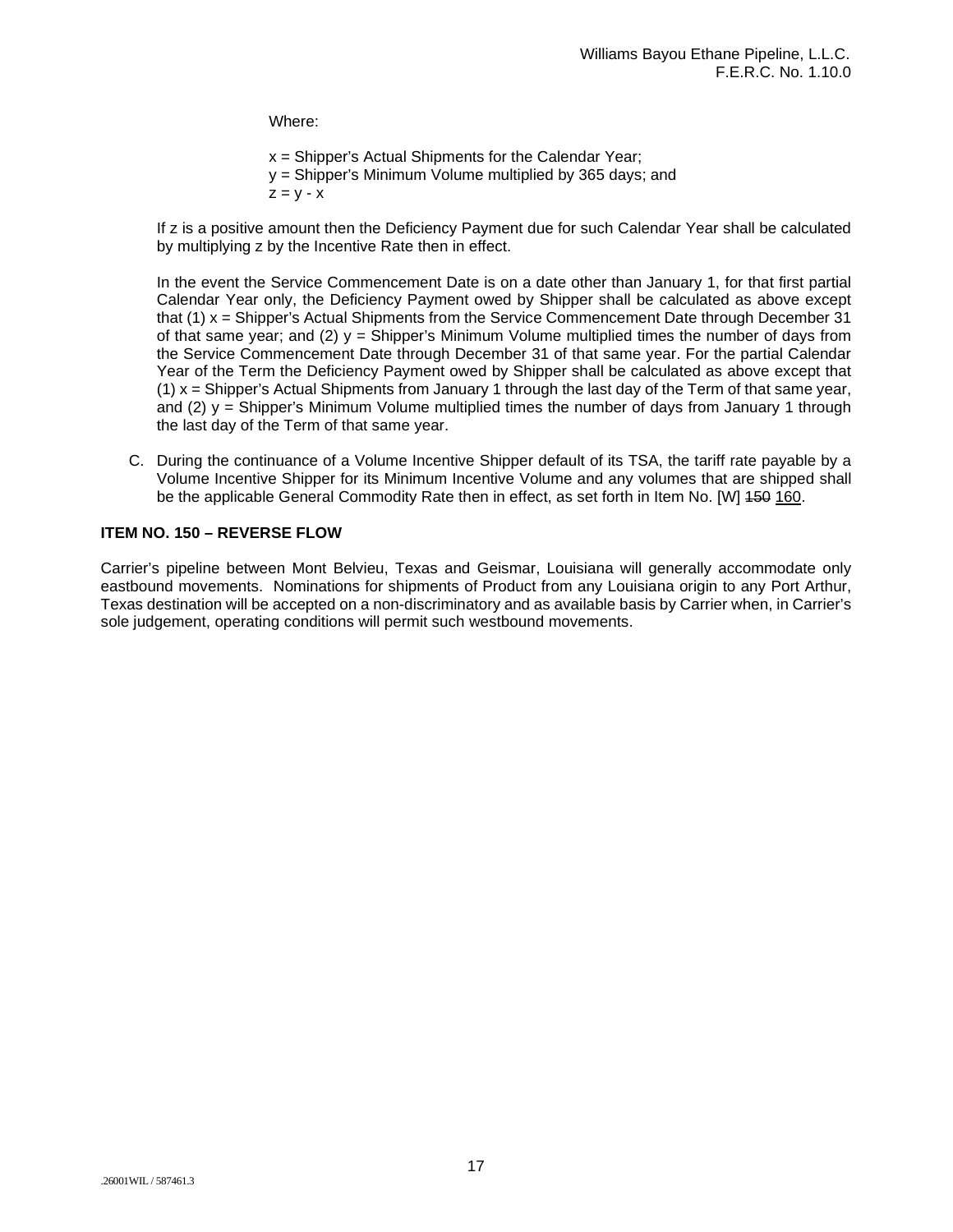Where:

$x$ = Shipper's Actual Shipments for the Calendar Year;
$y$ = Shipper's Minimum Volume multiplied by 365 days; and
$z = y - x$

If z is a positive amount then the Deficiency Payment due for such Calendar Year shall be calculated by multiplying z by the Incentive Rate then in effect.

In the event the Service Commencement Date is on a date other than January 1, for that first partial Calendar Year only, the Deficiency Payment owed by Shipper shall be calculated as above except that (1) x = Shipper's Actual Shipments from the Service Commencement Date through December 31 of that same year; and (2) y = Shipper's Minimum Volume multiplied times the number of days from the Service Commencement Date through December 31 of that same year. For the partial Calendar Year of the Term the Deficiency Payment owed by Shipper shall be calculated as above except that (1) x = Shipper's Actual Shipments from January 1 through the last day of the Term of that same year, and (2) y = Shipper's Minimum Volume multiplied times the number of days from January 1 through the last day of the Term of that same year.

C. During the continuance of a Volume Incentive Shipper default of its TSA, the tariff rate payable by a Volume Incentive Shipper for its Minimum Incentive Volume and any volumes that are shipped shall be the applicable General Commodity Rate then in effect, as set forth in Item No. [W] ~~150~~ 160.

**ITEM NO. 150 – REVERSE FLOW**

Carrier's pipeline between Mont Belvieu, Texas and Geismar, Louisiana will generally accommodate only eastbound movements. Nominations for shipments of Product from any Louisiana origin to any Port Arthur, Texas destination will be accepted on a non-discriminatory and as available basis by Carrier when, in Carrier's sole judgement, operating conditions will permit such westbound movements.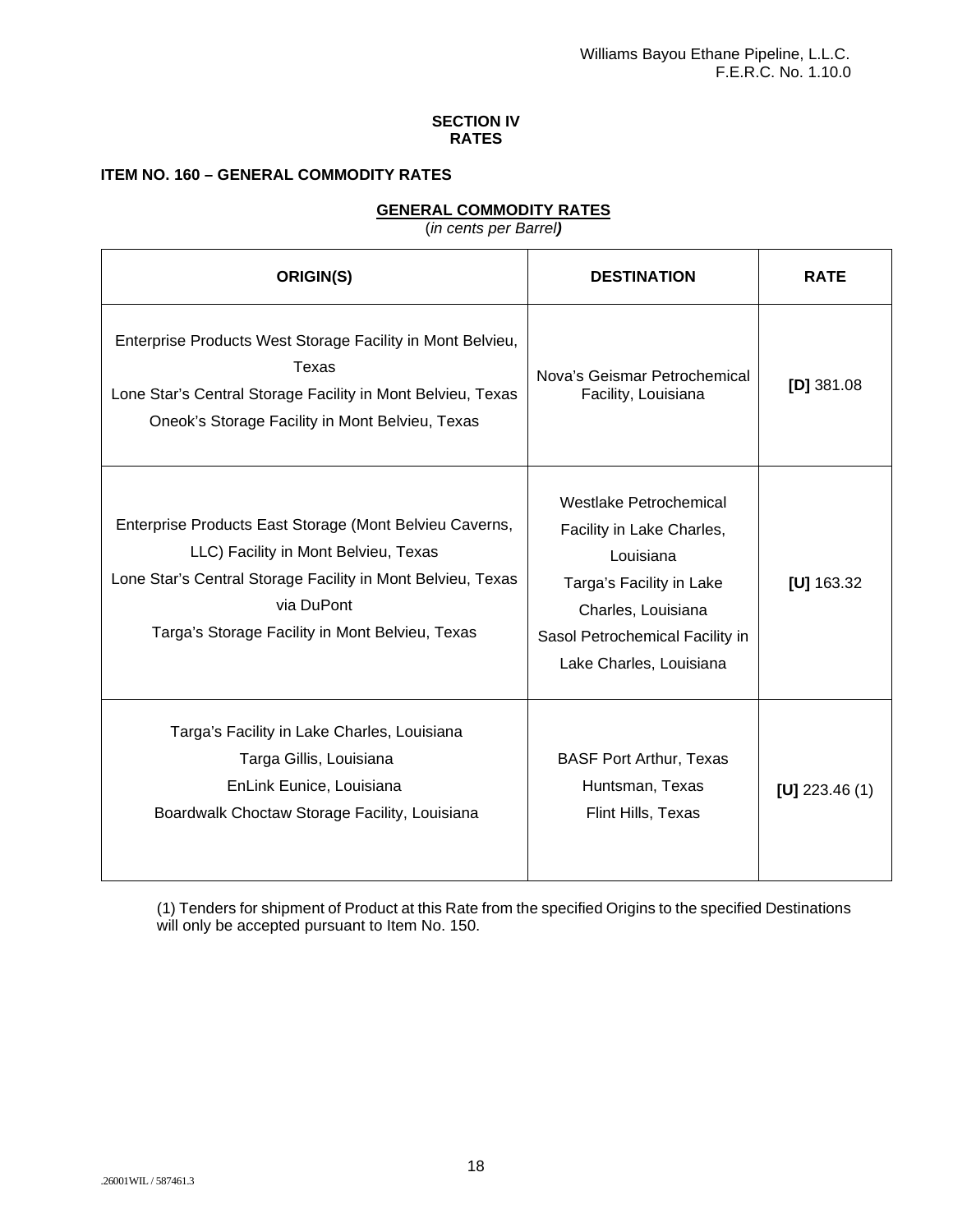## SECTION IV
## RATES

### ITEM NO. 160 – GENERAL COMMODITY RATES

**GENERAL COMMODITY RATES**

(*in cents per Barrel**)***

| ORIGIN(S) | DESTINATION | RATE |
|---|---|---|
| Enterprise Products West Storage Facility in Mont Belvieu, Texas<br>Lone Star's Central Storage Facility in Mont Belvieu, Texas<br>Oneok's Storage Facility in Mont Belvieu, Texas | Nova's Geismar Petrochemical Facility, Louisiana | **[D]** 381.08 |
| Enterprise Products East Storage (Mont Belvieu Caverns, LLC) Facility in Mont Belvieu, Texas<br>Lone Star's Central Storage Facility in Mont Belvieu, Texas via DuPont<br>Targa's Storage Facility in Mont Belvieu, Texas | Westlake Petrochemical Facility in Lake Charles, Louisiana<br>Targa's Facility in Lake Charles, Louisiana<br>Sasol Petrochemical Facility in Lake Charles, Louisiana | **[U]** 163.32 |
| Targa's Facility in Lake Charles, Louisiana<br>Targa Gillis, Louisiana<br>EnLink Eunice, Louisiana<br>Boardwalk Choctaw Storage Facility, Louisiana | BASF Port Arthur, Texas<br>Huntsman, Texas<br>Flint Hills, Texas | **[U]** 223.46 (1) |

(1) Tenders for shipment of Product at this Rate from the specified Origins to the specified Destinations will only be accepted pursuant to Item No. 150.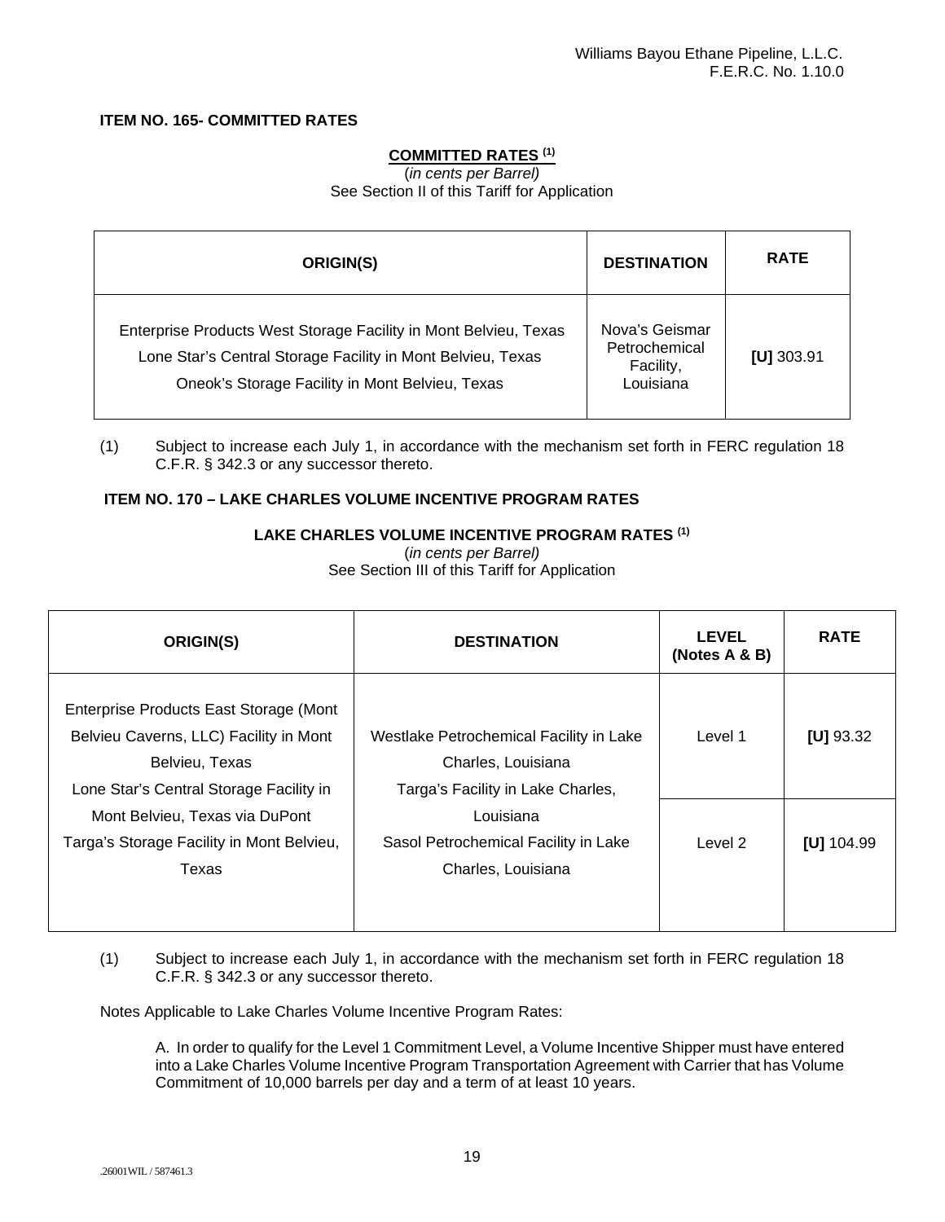**ITEM NO. 165- COMMITTED RATES**

**COMMITTED RATES [(1)]**

(*in cents per Barrel)*

See Section II of this Tariff for Application

| ORIGIN(S) | DESTINATION | RATE |
|---|---|---|
| Enterprise Products West Storage Facility in Mont Belvieu, Texas<br>Lone Star's Central Storage Facility in Mont Belvieu, Texas<br>Oneok's Storage Facility in Mont Belvieu, Texas | Nova's Geismar Petrochemical Facility, Louisiana | **[U]** 303.91 |

(1) Subject to increase each July 1, in accordance with the mechanism set forth in FERC regulation 18 C.F.R. § 342.3 or any successor thereto.

**ITEM NO. 170 – LAKE CHARLES VOLUME INCENTIVE PROGRAM RATES**

**LAKE CHARLES VOLUME INCENTIVE PROGRAM RATES [(1)]**

(*in cents per Barrel)*

See Section III of this Tariff for Application

| ORIGIN(S) | DESTINATION | LEVEL (Notes A & B) | RATE |
|---|---|---|---|
| Enterprise Products East Storage (Mont Belvieu Caverns, LLC) Facility in Mont Belvieu, Texas<br>Lone Star's Central Storage Facility in Mont Belvieu, Texas via DuPont<br>Targa's Storage Facility in Mont Belvieu, Texas | Westlake Petrochemical Facility in Lake Charles, Louisiana<br>Targa's Facility in Lake Charles, Louisiana<br>Sasol Petrochemical Facility in Lake Charles, Louisiana | Level 1 | **[U]** 93.32 |
| | | Level 2 | **[U]** 104.99 |

(1) Subject to increase each July 1, in accordance with the mechanism set forth in FERC regulation 18 C.F.R. § 342.3 or any successor thereto.

Notes Applicable to Lake Charles Volume Incentive Program Rates:

A. In order to qualify for the Level 1 Commitment Level, a Volume Incentive Shipper must have entered into a Lake Charles Volume Incentive Program Transportation Agreement with Carrier that has Volume Commitment of 10,000 barrels per day and a term of at least 10 years.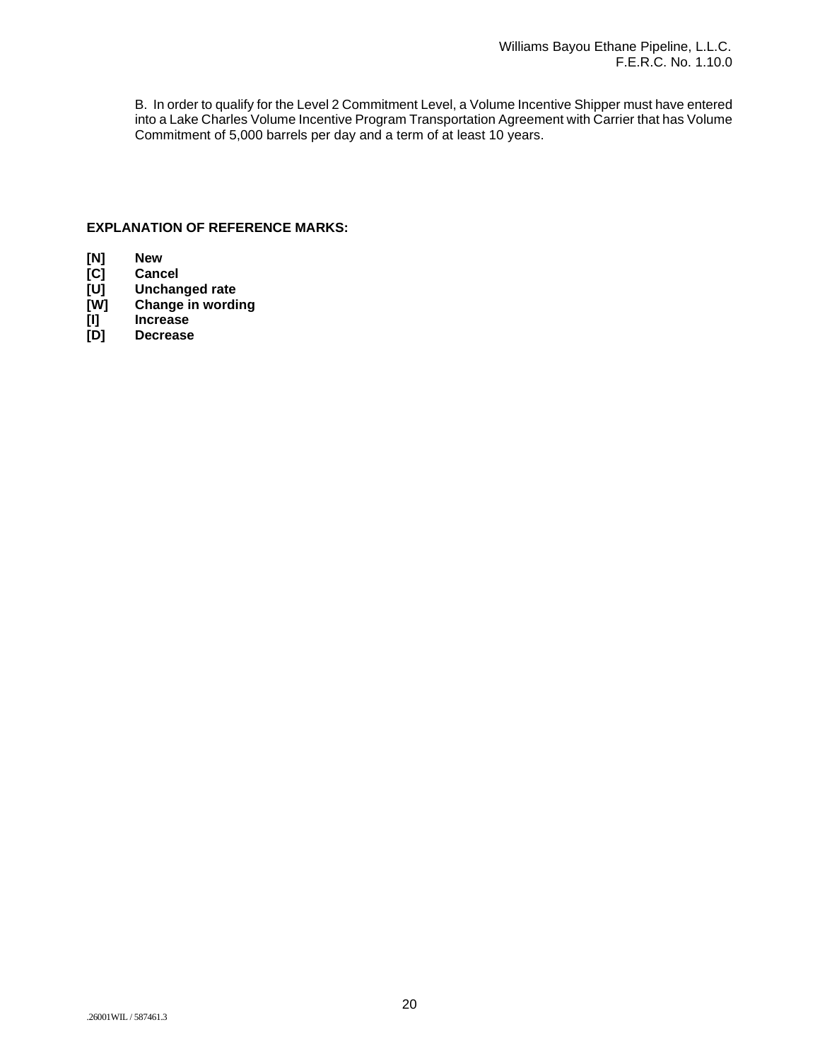B. In order to qualify for the Level 2 Commitment Level, a Volume Incentive Shipper must have entered into a Lake Charles Volume Incentive Program Transportation Agreement with Carrier that has Volume Commitment of 5,000 barrels per day and a term of at least 10 years.

**EXPLANATION OF REFERENCE MARKS:**

**[N]** **New**
**[C]** **Cancel**
**[U]** **Unchanged rate**
**[W]** **Change in wording**
**[I]** **Increase**
**[D]** **Decrease**

.26001WIL / 587461.3